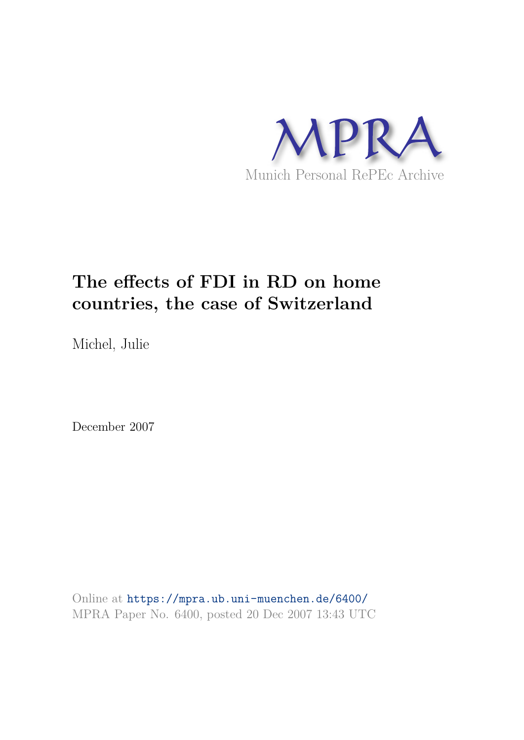MPRA

Munich Personal RePEc Archive

# The effects of FDI in RD on home countries, the case of Switzerland

Michel, Julie

December 2007

Online at https://mpra.ub.uni-muenchen.de/6400/
MPRA Paper No. 6400, posted 20 Dec 2007 13:43 UTC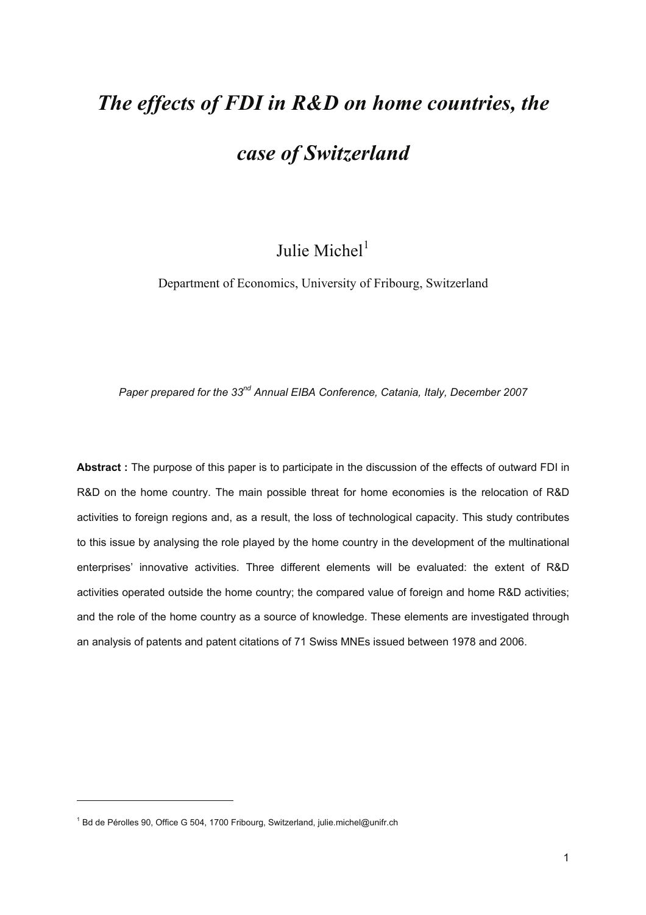# *The effects of FDI in R&D on home countries, the case of Switzerland*

Julie Michel[1]

Department of Economics, University of Fribourg, Switzerland

*Paper prepared for the 33rd Annual EIBA Conference, Catania, Italy, December 2007*

**Abstract :** The purpose of this paper is to participate in the discussion of the effects of outward FDI in R&D on the home country. The main possible threat for home economies is the relocation of R&D activities to foreign regions and, as a result, the loss of technological capacity. This study contributes to this issue by analysing the role played by the home country in the development of the multinational enterprises' innovative activities. Three different elements will be evaluated: the extent of R&D activities operated outside the home country; the compared value of foreign and home R&D activities; and the role of the home country as a source of knowledge. These elements are investigated through an analysis of patents and patent citations of 71 Swiss MNEs issued between 1978 and 2006.

---

[1] Bd de Pérolles 90, Office G 504, 1700 Fribourg, Switzerland, julie.michel@unifr.ch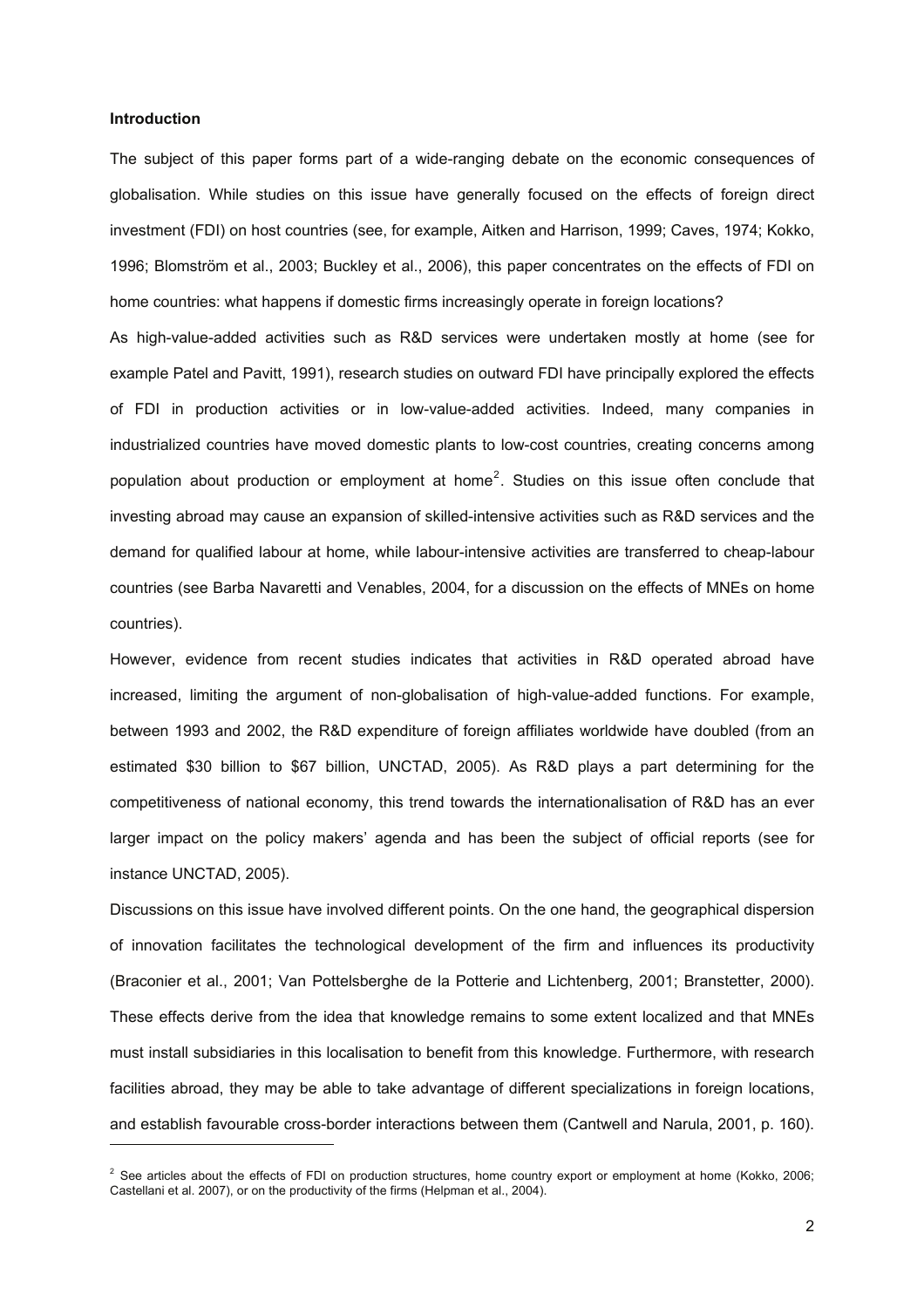**Introduction**

The subject of this paper forms part of a wide-ranging debate on the economic consequences of globalisation. While studies on this issue have generally focused on the effects of foreign direct investment (FDI) on host countries (see, for example, Aitken and Harrison, 1999; Caves, 1974; Kokko, 1996; Blomström et al., 2003; Buckley et al., 2006), this paper concentrates on the effects of FDI on home countries: what happens if domestic firms increasingly operate in foreign locations?

As high-value-added activities such as R&D services were undertaken mostly at home (see for example Patel and Pavitt, 1991), research studies on outward FDI have principally explored the effects of FDI in production activities or in low-value-added activities. Indeed, many companies in industrialized countries have moved domestic plants to low-cost countries, creating concerns among population about production or employment at home[2]. Studies on this issue often conclude that investing abroad may cause an expansion of skilled-intensive activities such as R&D services and the demand for qualified labour at home, while labour-intensive activities are transferred to cheap-labour countries (see Barba Navaretti and Venables, 2004, for a discussion on the effects of MNEs on home countries).

However, evidence from recent studies indicates that activities in R&D operated abroad have increased, limiting the argument of non-globalisation of high-value-added functions. For example, between 1993 and 2002, the R&D expenditure of foreign affiliates worldwide have doubled (from an estimated \$30 billion to \$67 billion, UNCTAD, 2005). As R&D plays a part determining for the competitiveness of national economy, this trend towards the internationalisation of R&D has an ever larger impact on the policy makers' agenda and has been the subject of official reports (see for instance UNCTAD, 2005).

Discussions on this issue have involved different points. On the one hand, the geographical dispersion of innovation facilitates the technological development of the firm and influences its productivity (Braconier et al., 2001; Van Pottelsberghe de la Potterie and Lichtenberg, 2001; Branstetter, 2000). These effects derive from the idea that knowledge remains to some extent localized and that MNEs must install subsidiaries in this localisation to benefit from this knowledge. Furthermore, with research facilities abroad, they may be able to take advantage of different specializations in foreign locations, and establish favourable cross-border interactions between them (Cantwell and Narula, 2001, p. 160).

[2] See articles about the effects of FDI on production structures, home country export or employment at home (Kokko, 2006; Castellani et al. 2007), or on the productivity of the firms (Helpman et al., 2004).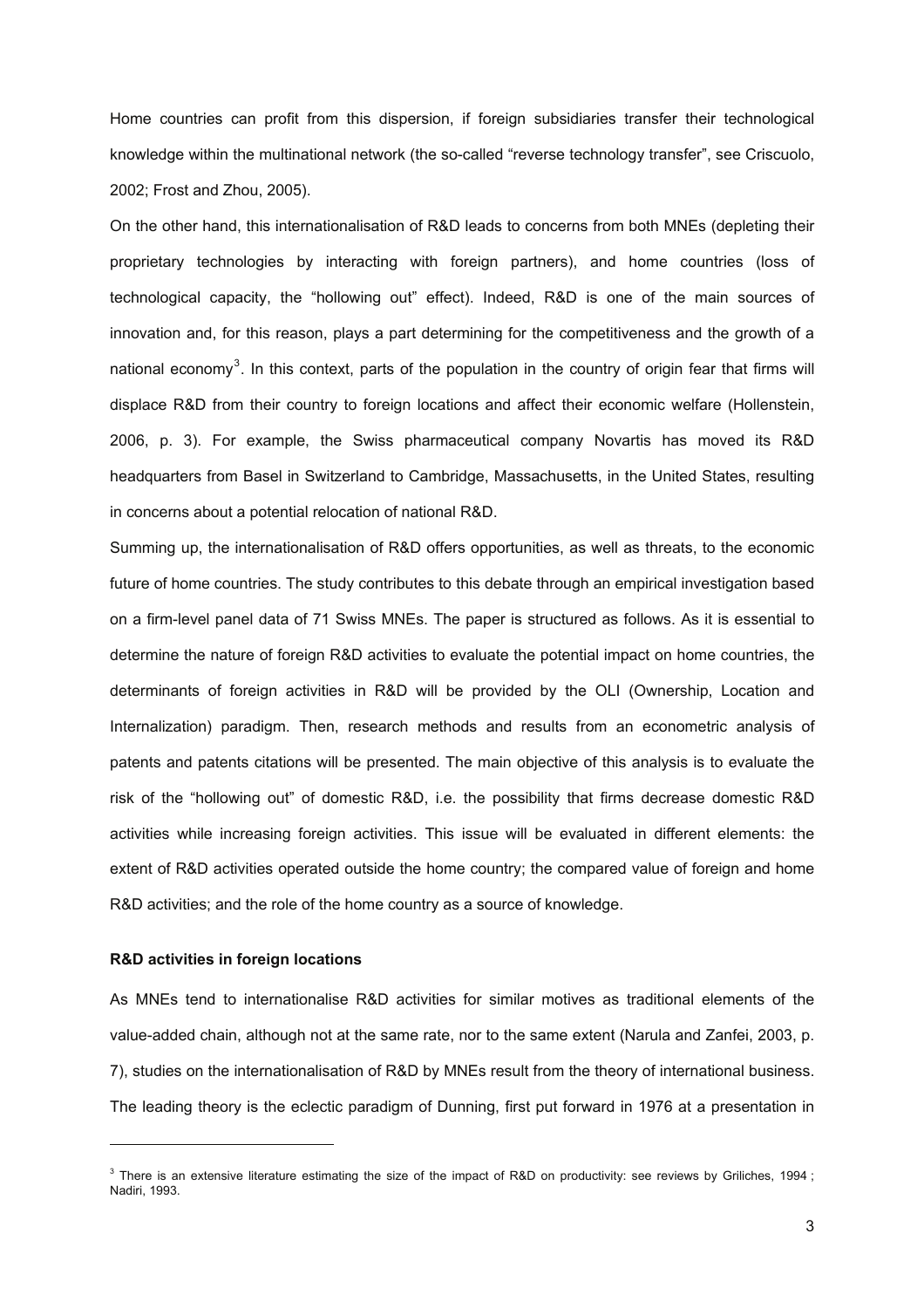Home countries can profit from this dispersion, if foreign subsidiaries transfer their technological knowledge within the multinational network (the so-called "reverse technology transfer", see Criscuolo, 2002; Frost and Zhou, 2005).

On the other hand, this internationalisation of R&D leads to concerns from both MNEs (depleting their proprietary technologies by interacting with foreign partners), and home countries (loss of technological capacity, the "hollowing out" effect). Indeed, R&D is one of the main sources of innovation and, for this reason, plays a part determining for the competitiveness and the growth of a national economy[3]. In this context, parts of the population in the country of origin fear that firms will displace R&D from their country to foreign locations and affect their economic welfare (Hollenstein, 2006, p. 3). For example, the Swiss pharmaceutical company Novartis has moved its R&D headquarters from Basel in Switzerland to Cambridge, Massachusetts, in the United States, resulting in concerns about a potential relocation of national R&D.

Summing up, the internationalisation of R&D offers opportunities, as well as threats, to the economic future of home countries. The study contributes to this debate through an empirical investigation based on a firm-level panel data of 71 Swiss MNEs. The paper is structured as follows. As it is essential to determine the nature of foreign R&D activities to evaluate the potential impact on home countries, the determinants of foreign activities in R&D will be provided by the OLI (Ownership, Location and Internalization) paradigm. Then, research methods and results from an econometric analysis of patents and patents citations will be presented. The main objective of this analysis is to evaluate the risk of the "hollowing out" of domestic R&D, i.e. the possibility that firms decrease domestic R&D activities while increasing foreign activities. This issue will be evaluated in different elements: the extent of R&D activities operated outside the home country; the compared value of foreign and home R&D activities; and the role of the home country as a source of knowledge.

**R&D activities in foreign locations**

As MNEs tend to internationalise R&D activities for similar motives as traditional elements of the value-added chain, although not at the same rate, nor to the same extent (Narula and Zanfei, 2003, p. 7), studies on the internationalisation of R&D by MNEs result from the theory of international business. The leading theory is the eclectic paradigm of Dunning, first put forward in 1976 at a presentation in

[3] There is an extensive literature estimating the size of the impact of R&D on productivity: see reviews by Griliches, 1994 ; Nadiri, 1993.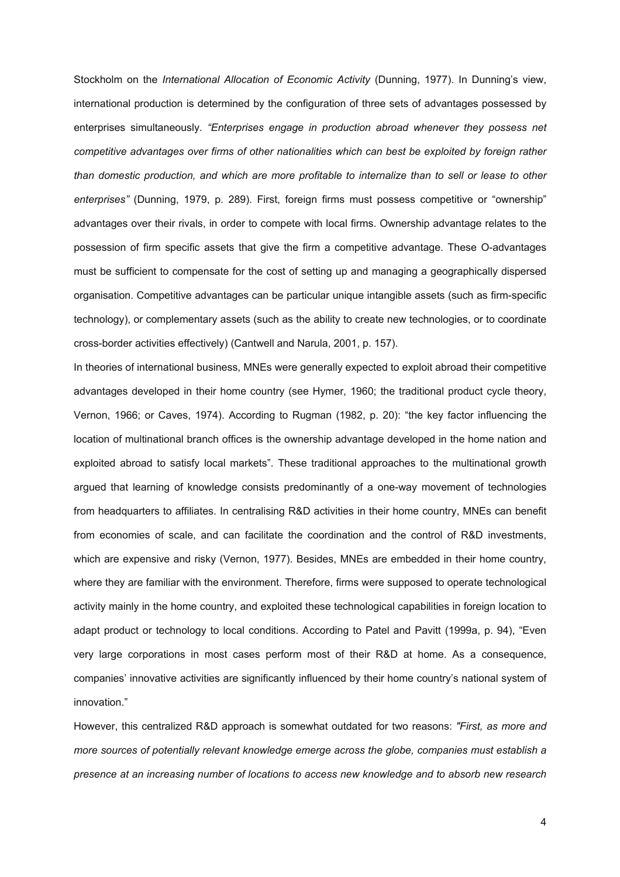Stockholm on the *International Allocation of Economic Activity* (Dunning, 1977). In Dunning's view, international production is determined by the configuration of three sets of advantages possessed by enterprises simultaneously. *"Enterprises engage in production abroad whenever they possess net competitive advantages over firms of other nationalities which can best be exploited by foreign rather than domestic production, and which are more profitable to internalize than to sell or lease to other enterprises"* (Dunning, 1979, p. 289). First, foreign firms must possess competitive or "ownership" advantages over their rivals, in order to compete with local firms. Ownership advantage relates to the possession of firm specific assets that give the firm a competitive advantage. These O-advantages must be sufficient to compensate for the cost of setting up and managing a geographically dispersed organisation. Competitive advantages can be particular unique intangible assets (such as firm-specific technology), or complementary assets (such as the ability to create new technologies, or to coordinate cross-border activities effectively) (Cantwell and Narula, 2001, p. 157).

In theories of international business, MNEs were generally expected to exploit abroad their competitive advantages developed in their home country (see Hymer, 1960; the traditional product cycle theory, Vernon, 1966; or Caves, 1974). According to Rugman (1982, p. 20): "the key factor influencing the location of multinational branch offices is the ownership advantage developed in the home nation and exploited abroad to satisfy local markets". These traditional approaches to the multinational growth argued that learning of knowledge consists predominantly of a one-way movement of technologies from headquarters to affiliates. In centralising R&D activities in their home country, MNEs can benefit from economies of scale, and can facilitate the coordination and the control of R&D investments, which are expensive and risky (Vernon, 1977). Besides, MNEs are embedded in their home country, where they are familiar with the environment. Therefore, firms were supposed to operate technological activity mainly in the home country, and exploited these technological capabilities in foreign location to adapt product or technology to local conditions. According to Patel and Pavitt (1999a, p. 94), "Even very large corporations in most cases perform most of their R&D at home. As a consequence, companies' innovative activities are significantly influenced by their home country's national system of innovation."

However, this centralized R&D approach is somewhat outdated for two reasons: *"First, as more and more sources of potentially relevant knowledge emerge across the globe, companies must establish a presence at an increasing number of locations to access new knowledge and to absorb new research*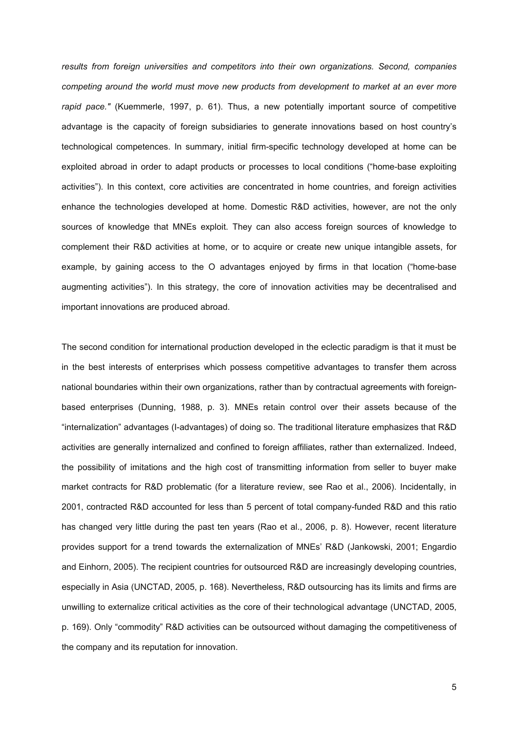*results from foreign universities and competitors into their own organizations. Second, companies competing around the world must move new products from development to market at an ever more rapid pace."* (Kuemmerle, 1997, p. 61). Thus, a new potentially important source of competitive advantage is the capacity of foreign subsidiaries to generate innovations based on host country's technological competences. In summary, initial firm-specific technology developed at home can be exploited abroad in order to adapt products or processes to local conditions ("home-base exploiting activities"). In this context, core activities are concentrated in home countries, and foreign activities enhance the technologies developed at home. Domestic R&D activities, however, are not the only sources of knowledge that MNEs exploit. They can also access foreign sources of knowledge to complement their R&D activities at home, or to acquire or create new unique intangible assets, for example, by gaining access to the O advantages enjoyed by firms in that location ("home-base augmenting activities"). In this strategy, the core of innovation activities may be decentralised and important innovations are produced abroad.

The second condition for international production developed in the eclectic paradigm is that it must be in the best interests of enterprises which possess competitive advantages to transfer them across national boundaries within their own organizations, rather than by contractual agreements with foreign-based enterprises (Dunning, 1988, p. 3). MNEs retain control over their assets because of the "internalization" advantages (I-advantages) of doing so. The traditional literature emphasizes that R&D activities are generally internalized and confined to foreign affiliates, rather than externalized. Indeed, the possibility of imitations and the high cost of transmitting information from seller to buyer make market contracts for R&D problematic (for a literature review, see Rao et al., 2006). Incidentally, in 2001, contracted R&D accounted for less than 5 percent of total company-funded R&D and this ratio has changed very little during the past ten years (Rao et al., 2006, p. 8). However, recent literature provides support for a trend towards the externalization of MNEs' R&D (Jankowski, 2001; Engardio and Einhorn, 2005). The recipient countries for outsourced R&D are increasingly developing countries, especially in Asia (UNCTAD, 2005, p. 168). Nevertheless, R&D outsourcing has its limits and firms are unwilling to externalize critical activities as the core of their technological advantage (UNCTAD, 2005, p. 169). Only "commodity" R&D activities can be outsourced without damaging the competitiveness of the company and its reputation for innovation.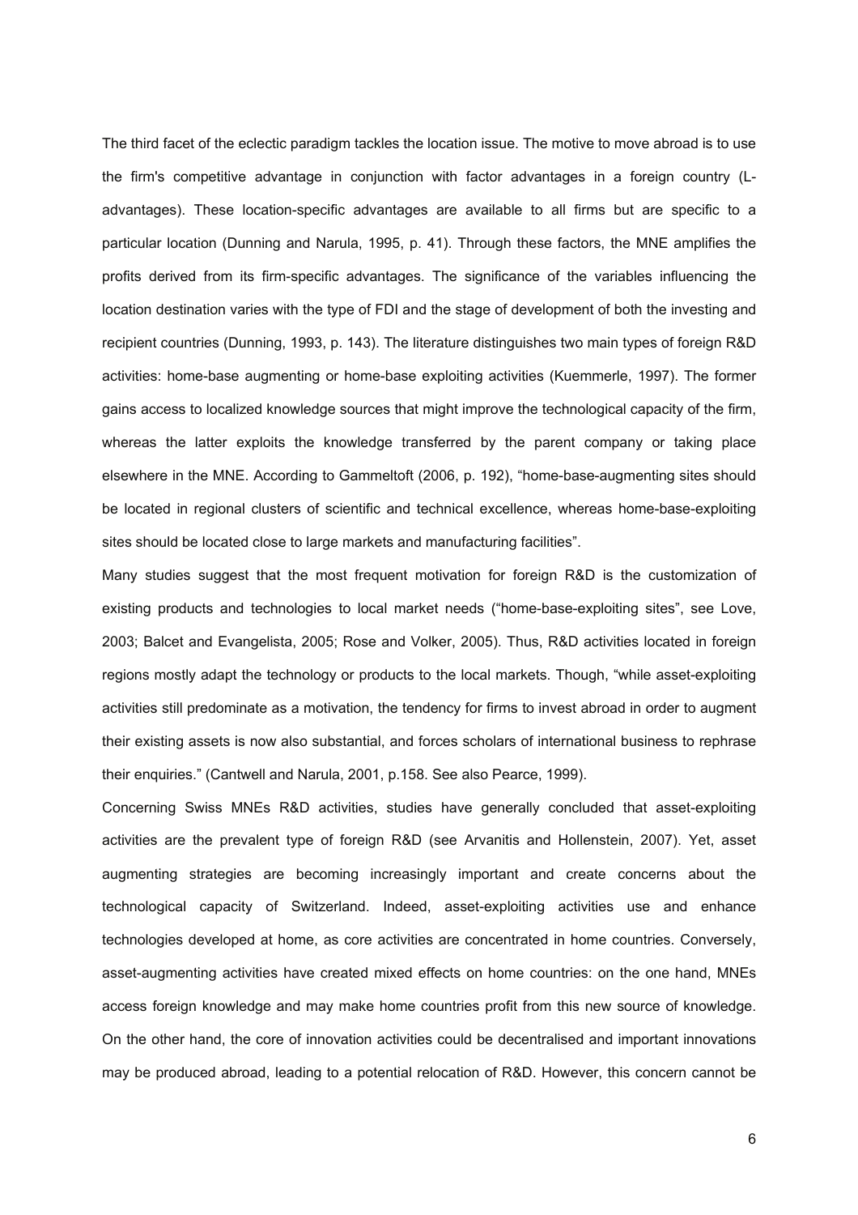The third facet of the eclectic paradigm tackles the location issue. The motive to move abroad is to use the firm's competitive advantage in conjunction with factor advantages in a foreign country (L-advantages). These location-specific advantages are available to all firms but are specific to a particular location (Dunning and Narula, 1995, p. 41). Through these factors, the MNE amplifies the profits derived from its firm-specific advantages. The significance of the variables influencing the location destination varies with the type of FDI and the stage of development of both the investing and recipient countries (Dunning, 1993, p. 143). The literature distinguishes two main types of foreign R&D activities: home-base augmenting or home-base exploiting activities (Kuemmerle, 1997). The former gains access to localized knowledge sources that might improve the technological capacity of the firm, whereas the latter exploits the knowledge transferred by the parent company or taking place elsewhere in the MNE. According to Gammeltoft (2006, p. 192), "home-base-augmenting sites should be located in regional clusters of scientific and technical excellence, whereas home-base-exploiting sites should be located close to large markets and manufacturing facilities".

Many studies suggest that the most frequent motivation for foreign R&D is the customization of existing products and technologies to local market needs ("home-base-exploiting sites", see Love, 2003; Balcet and Evangelista, 2005; Rose and Volker, 2005). Thus, R&D activities located in foreign regions mostly adapt the technology or products to the local markets. Though, "while asset-exploiting activities still predominate as a motivation, the tendency for firms to invest abroad in order to augment their existing assets is now also substantial, and forces scholars of international business to rephrase their enquiries." (Cantwell and Narula, 2001, p.158. See also Pearce, 1999).

Concerning Swiss MNEs R&D activities, studies have generally concluded that asset-exploiting activities are the prevalent type of foreign R&D (see Arvanitis and Hollenstein, 2007). Yet, asset augmenting strategies are becoming increasingly important and create concerns about the technological capacity of Switzerland. Indeed, asset-exploiting activities use and enhance technologies developed at home, as core activities are concentrated in home countries. Conversely, asset-augmenting activities have created mixed effects on home countries: on the one hand, MNEs access foreign knowledge and may make home countries profit from this new source of knowledge. On the other hand, the core of innovation activities could be decentralised and important innovations may be produced abroad, leading to a potential relocation of R&D. However, this concern cannot be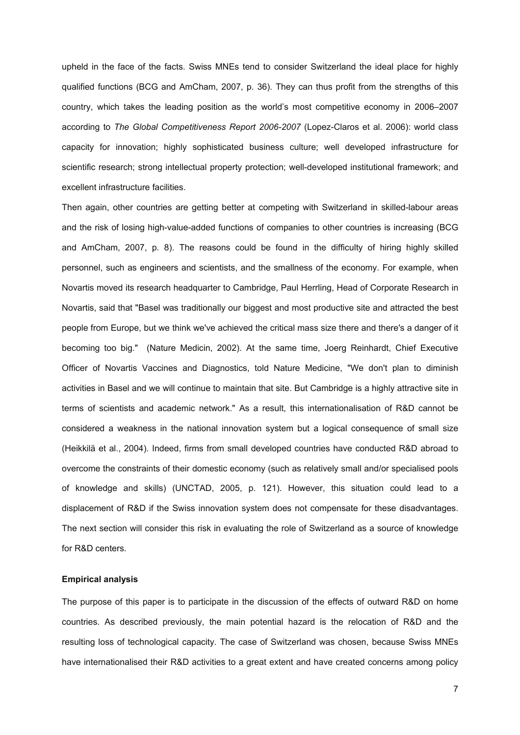upheld in the face of the facts. Swiss MNEs tend to consider Switzerland the ideal place for highly qualified functions (BCG and AmCham, 2007, p. 36). They can thus profit from the strengths of this country, which takes the leading position as the world's most competitive economy in 2006–2007 according to *The Global Competitiveness Report 2006-2007* (Lopez-Claros et al. 2006): world class capacity for innovation; highly sophisticated business culture; well developed infrastructure for scientific research; strong intellectual property protection; well-developed institutional framework; and excellent infrastructure facilities.

Then again, other countries are getting better at competing with Switzerland in skilled-labour areas and the risk of losing high-value-added functions of companies to other countries is increasing (BCG and AmCham, 2007, p. 8). The reasons could be found in the difficulty of hiring highly skilled personnel, such as engineers and scientists, and the smallness of the economy. For example, when Novartis moved its research headquarter to Cambridge, Paul Herrling, Head of Corporate Research in Novartis, said that "Basel was traditionally our biggest and most productive site and attracted the best people from Europe, but we think we've achieved the critical mass size there and there's a danger of it becoming too big." (Nature Medicin, 2002). At the same time, Joerg Reinhardt, Chief Executive Officer of Novartis Vaccines and Diagnostics, told Nature Medicine, "We don't plan to diminish activities in Basel and we will continue to maintain that site. But Cambridge is a highly attractive site in terms of scientists and academic network." As a result, this internationalisation of R&D cannot be considered a weakness in the national innovation system but a logical consequence of small size (Heikkilä et al., 2004). Indeed, firms from small developed countries have conducted R&D abroad to overcome the constraints of their domestic economy (such as relatively small and/or specialised pools of knowledge and skills) (UNCTAD, 2005, p. 121). However, this situation could lead to a displacement of R&D if the Swiss innovation system does not compensate for these disadvantages. The next section will consider this risk in evaluating the role of Switzerland as a source of knowledge for R&D centers.

**Empirical analysis**

The purpose of this paper is to participate in the discussion of the effects of outward R&D on home countries. As described previously, the main potential hazard is the relocation of R&D and the resulting loss of technological capacity. The case of Switzerland was chosen, because Swiss MNEs have internationalised their R&D activities to a great extent and have created concerns among policy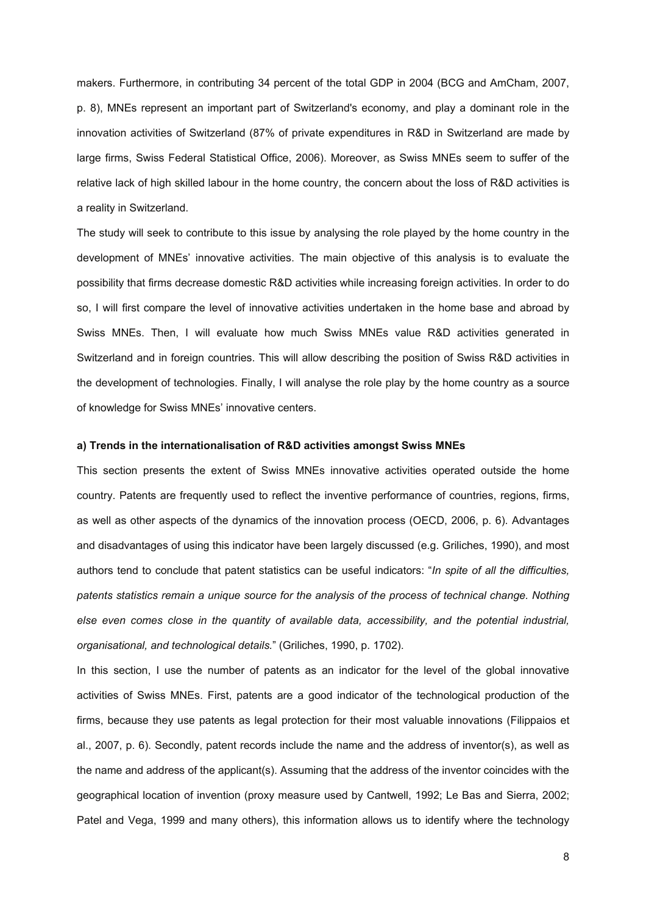makers. Furthermore, in contributing 34 percent of the total GDP in 2004 (BCG and AmCham, 2007, p. 8), MNEs represent an important part of Switzerland's economy, and play a dominant role in the innovation activities of Switzerland (87% of private expenditures in R&D in Switzerland are made by large firms, Swiss Federal Statistical Office, 2006). Moreover, as Swiss MNEs seem to suffer of the relative lack of high skilled labour in the home country, the concern about the loss of R&D activities is a reality in Switzerland.

The study will seek to contribute to this issue by analysing the role played by the home country in the development of MNEs' innovative activities. The main objective of this analysis is to evaluate the possibility that firms decrease domestic R&D activities while increasing foreign activities. In order to do so, I will first compare the level of innovative activities undertaken in the home base and abroad by Swiss MNEs. Then, I will evaluate how much Swiss MNEs value R&D activities generated in Switzerland and in foreign countries. This will allow describing the position of Swiss R&D activities in the development of technologies. Finally, I will analyse the role play by the home country as a source of knowledge for Swiss MNEs' innovative centers.

**a) Trends in the internationalisation of R&D activities amongst Swiss MNEs**

This section presents the extent of Swiss MNEs innovative activities operated outside the home country. Patents are frequently used to reflect the inventive performance of countries, regions, firms, as well as other aspects of the dynamics of the innovation process (OECD, 2006, p. 6). Advantages and disadvantages of using this indicator have been largely discussed (e.g. Griliches, 1990), and most authors tend to conclude that patent statistics can be useful indicators: "*In spite of all the difficulties, patents statistics remain a unique source for the analysis of the process of technical change. Nothing else even comes close in the quantity of available data, accessibility, and the potential industrial, organisational, and technological details.*" (Griliches, 1990, p. 1702).

In this section, I use the number of patents as an indicator for the level of the global innovative activities of Swiss MNEs. First, patents are a good indicator of the technological production of the firms, because they use patents as legal protection for their most valuable innovations (Filippaios et al., 2007, p. 6). Secondly, patent records include the name and the address of inventor(s), as well as the name and address of the applicant(s). Assuming that the address of the inventor coincides with the geographical location of invention (proxy measure used by Cantwell, 1992; Le Bas and Sierra, 2002; Patel and Vega, 1999 and many others), this information allows us to identify where the technology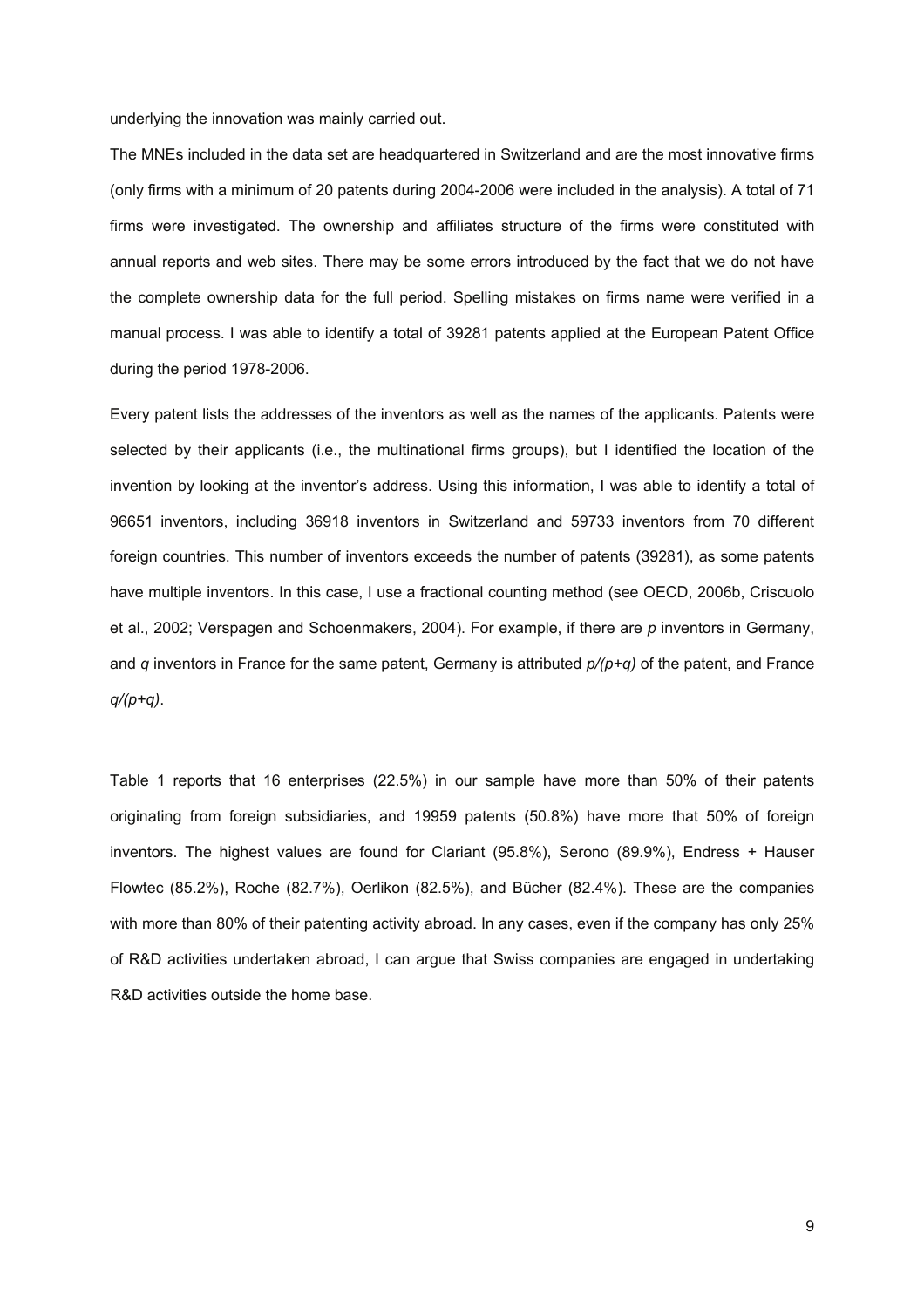underlying the innovation was mainly carried out.

The MNEs included in the data set are headquartered in Switzerland and are the most innovative firms (only firms with a minimum of 20 patents during 2004-2006 were included in the analysis). A total of 71 firms were investigated. The ownership and affiliates structure of the firms were constituted with annual reports and web sites. There may be some errors introduced by the fact that we do not have the complete ownership data for the full period. Spelling mistakes on firms name were verified in a manual process. I was able to identify a total of 39281 patents applied at the European Patent Office during the period 1978-2006.

Every patent lists the addresses of the inventors as well as the names of the applicants. Patents were selected by their applicants (i.e., the multinational firms groups), but I identified the location of the invention by looking at the inventor's address. Using this information, I was able to identify a total of 96651 inventors, including 36918 inventors in Switzerland and 59733 inventors from 70 different foreign countries. This number of inventors exceeds the number of patents (39281), as some patents have multiple inventors. In this case, I use a fractional counting method (see OECD, 2006b, Criscuolo et al., 2002; Verspagen and Schoenmakers, 2004). For example, if there are $p$ inventors in Germany, and $q$ inventors in France for the same patent, Germany is attributed $p/(p+q)$ of the patent, and France $q/(p+q)$.

Table 1 reports that 16 enterprises (22.5%) in our sample have more than 50% of their patents originating from foreign subsidiaries, and 19959 patents (50.8%) have more that 50% of foreign inventors. The highest values are found for Clariant (95.8%), Serono (89.9%), Endress + Hauser Flowtec (85.2%), Roche (82.7%), Oerlikon (82.5%), and Bücher (82.4%). These are the companies with more than 80% of their patenting activity abroad. In any cases, even if the company has only 25% of R&D activities undertaken abroad, I can argue that Swiss companies are engaged in undertaking R&D activities outside the home base.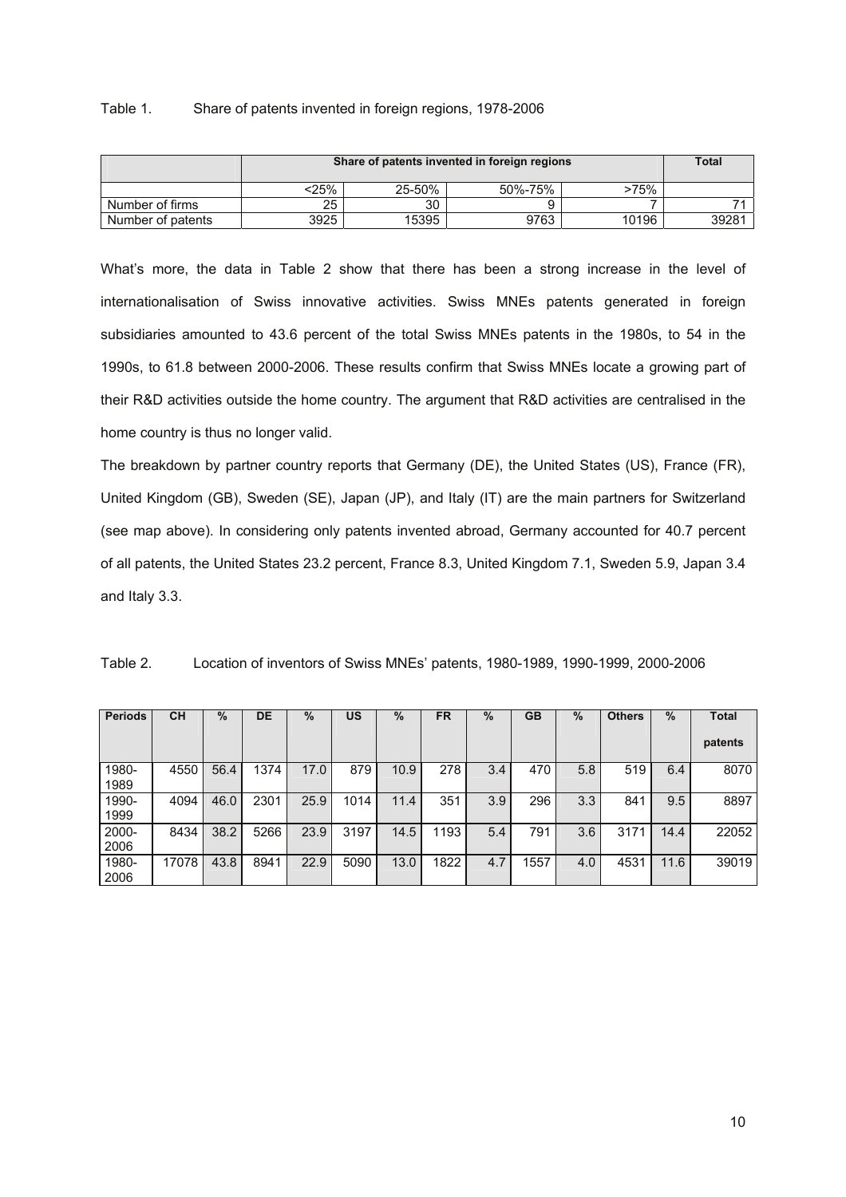Table 1. Share of patents invented in foreign regions, 1978-2006

| | Share of patents invented in foreign regions | | | | Total |
|---|---|---|---|---|---|
| | <25% | 25-50% | 50%-75% | >75% | |
| Number of firms | 25 | 30 | 9 | 7 | 71 |
| Number of patents | 3925 | 15395 | 9763 | 10196 | 39281 |

What's more, the data in Table 2 show that there has been a strong increase in the level of internationalisation of Swiss innovative activities. Swiss MNEs patents generated in foreign subsidiaries amounted to 43.6 percent of the total Swiss MNEs patents in the 1980s, to 54 in the 1990s, to 61.8 between 2000-2006. These results confirm that Swiss MNEs locate a growing part of their R&D activities outside the home country. The argument that R&D activities are centralised in the home country is thus no longer valid.

The breakdown by partner country reports that Germany (DE), the United States (US), France (FR), United Kingdom (GB), Sweden (SE), Japan (JP), and Italy (IT) are the main partners for Switzerland (see map above). In considering only patents invented abroad, Germany accounted for 40.7 percent of all patents, the United States 23.2 percent, France 8.3, United Kingdom 7.1, Sweden 5.9, Japan 3.4 and Italy 3.3.

Table 2. Location of inventors of Swiss MNEs' patents, 1980-1989, 1990-1999, 2000-2006

| Periods | CH | % | DE | % | US | % | FR | % | GB | % | Others | % | Total patents |
|---|---|---|---|---|---|---|---|---|---|---|---|---|---|
| 1980-1989 | 4550 | 56.4 | 1374 | 17.0 | 879 | 10.9 | 278 | 3.4 | 470 | 5.8 | 519 | 6.4 | 8070 |
| 1990-1999 | 4094 | 46.0 | 2301 | 25.9 | 1014 | 11.4 | 351 | 3.9 | 296 | 3.3 | 841 | 9.5 | 8897 |
| 2000-2006 | 8434 | 38.2 | 5266 | 23.9 | 3197 | 14.5 | 1193 | 5.4 | 791 | 3.6 | 3171 | 14.4 | 22052 |
| 1980-2006 | 17078 | 43.8 | 8941 | 22.9 | 5090 | 13.0 | 1822 | 4.7 | 1557 | 4.0 | 4531 | 11.6 | 39019 |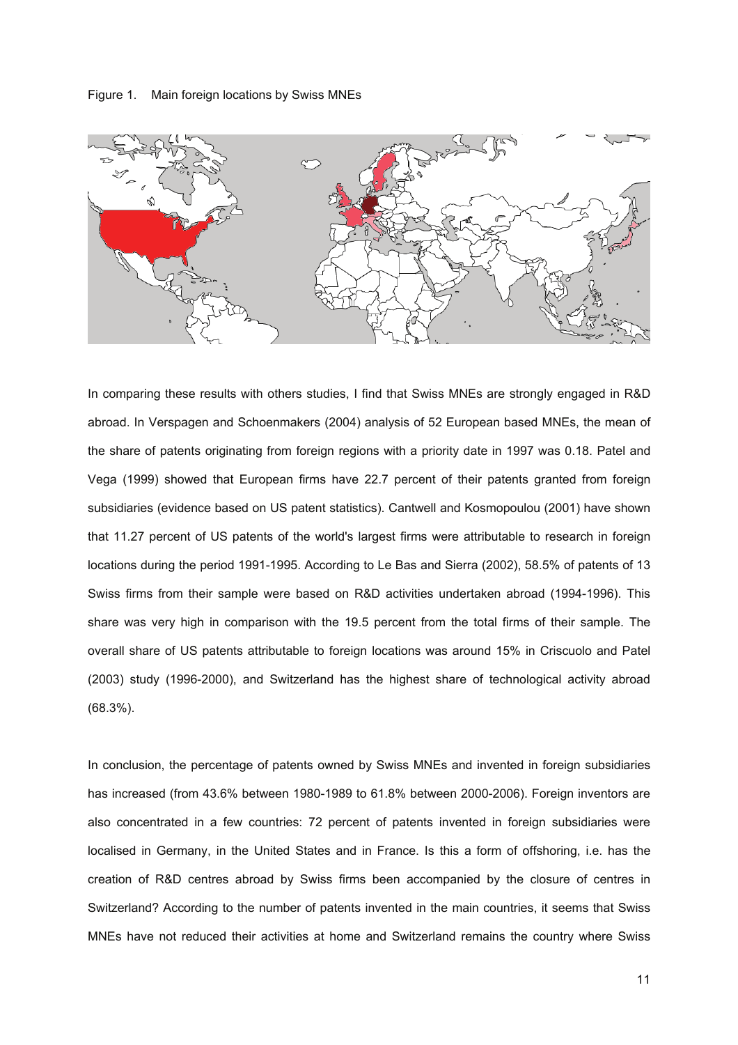Figure 1. Main foreign locations by Swiss MNEs

In comparing these results with others studies, I find that Swiss MNEs are strongly engaged in R&D abroad. In Verspagen and Schoenmakers (2004) analysis of 52 European based MNEs, the mean of the share of patents originating from foreign regions with a priority date in 1997 was 0.18. Patel and Vega (1999) showed that European firms have 22.7 percent of their patents granted from foreign subsidiaries (evidence based on US patent statistics). Cantwell and Kosmopoulou (2001) have shown that 11.27 percent of US patents of the world's largest firms were attributable to research in foreign locations during the period 1991-1995. According to Le Bas and Sierra (2002), 58.5% of patents of 13 Swiss firms from their sample were based on R&D activities undertaken abroad (1994-1996). This share was very high in comparison with the 19.5 percent from the total firms of their sample. The overall share of US patents attributable to foreign locations was around 15% in Criscuolo and Patel (2003) study (1996-2000), and Switzerland has the highest share of technological activity abroad (68.3%).

In conclusion, the percentage of patents owned by Swiss MNEs and invented in foreign subsidiaries has increased (from 43.6% between 1980-1989 to 61.8% between 2000-2006). Foreign inventors are also concentrated in a few countries: 72 percent of patents invented in foreign subsidiaries were localised in Germany, in the United States and in France. Is this a form of offshoring, i.e. has the creation of R&D centres abroad by Swiss firms been accompanied by the closure of centres in Switzerland? According to the number of patents invented in the main countries, it seems that Swiss MNEs have not reduced their activities at home and Switzerland remains the country where Swiss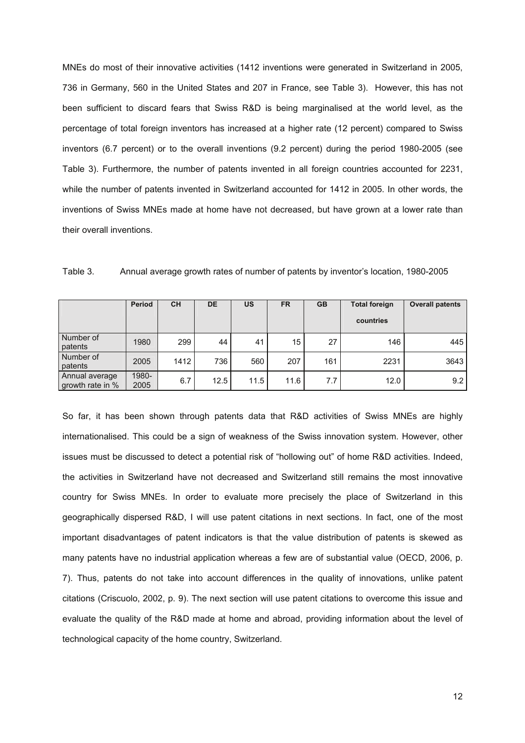MNEs do most of their innovative activities (1412 inventions were generated in Switzerland in 2005, 736 in Germany, 560 in the United States and 207 in France, see Table 3). However, this has not been sufficient to discard fears that Swiss R&D is being marginalised at the world level, as the percentage of total foreign inventors has increased at a higher rate (12 percent) compared to Swiss inventors (6.7 percent) or to the overall inventions (9.2 percent) during the period 1980-2005 (see Table 3). Furthermore, the number of patents invented in all foreign countries accounted for 2231, while the number of patents invented in Switzerland accounted for 1412 in 2005. In other words, the inventions of Swiss MNEs made at home have not decreased, but have grown at a lower rate than their overall inventions.

Table 3. Annual average growth rates of number of patents by inventor's location, 1980-2005

| | Period | CH | DE | US | FR | GB | Total foreign countries | Overall patents |
|---|---|---|---|---|---|---|---|---|
| Number of patents | 1980 | 299 | 44 | 41 | 15 | 27 | 146 | 445 |
| Number of patents | 2005 | 1412 | 736 | 560 | 207 | 161 | 2231 | 3643 |
| Annual average growth rate in % | 1980-2005 | 6.7 | 12.5 | 11.5 | 11.6 | 7.7 | 12.0 | 9.2 |

So far, it has been shown through patents data that R&D activities of Swiss MNEs are highly internationalised. This could be a sign of weakness of the Swiss innovation system. However, other issues must be discussed to detect a potential risk of "hollowing out" of home R&D activities. Indeed, the activities in Switzerland have not decreased and Switzerland still remains the most innovative country for Swiss MNEs. In order to evaluate more precisely the place of Switzerland in this geographically dispersed R&D, I will use patent citations in next sections. In fact, one of the most important disadvantages of patent indicators is that the value distribution of patents is skewed as many patents have no industrial application whereas a few are of substantial value (OECD, 2006, p. 7). Thus, patents do not take into account differences in the quality of innovations, unlike patent citations (Criscuolo, 2002, p. 9). The next section will use patent citations to overcome this issue and evaluate the quality of the R&D made at home and abroad, providing information about the level of technological capacity of the home country, Switzerland.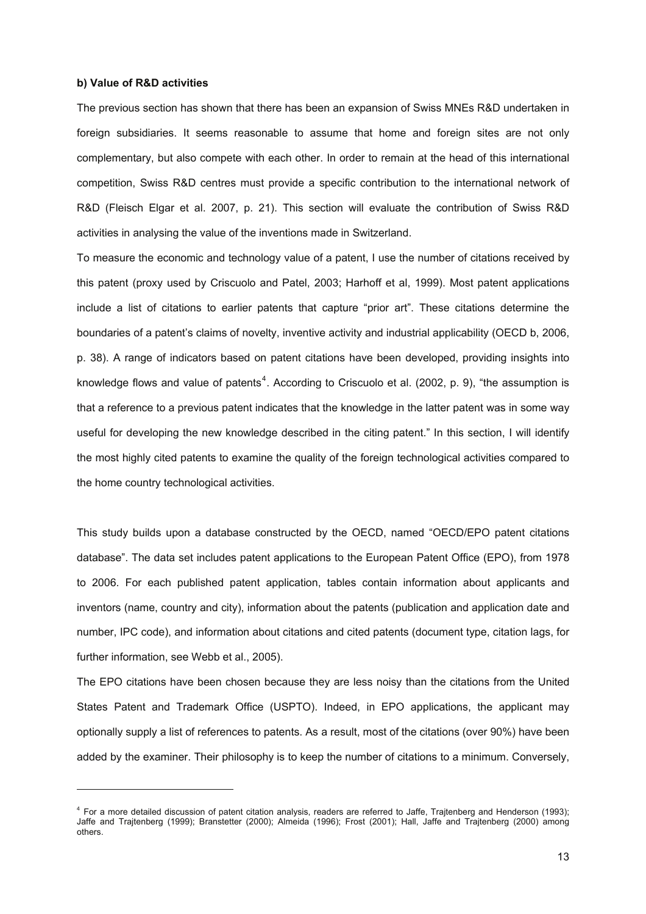**b) Value of R&D activities**

The previous section has shown that there has been an expansion of Swiss MNEs R&D undertaken in foreign subsidiaries. It seems reasonable to assume that home and foreign sites are not only complementary, but also compete with each other. In order to remain at the head of this international competition, Swiss R&D centres must provide a specific contribution to the international network of R&D (Fleisch Elgar et al. 2007, p. 21). This section will evaluate the contribution of Swiss R&D activities in analysing the value of the inventions made in Switzerland.

To measure the economic and technology value of a patent, I use the number of citations received by this patent (proxy used by Criscuolo and Patel, 2003; Harhoff et al, 1999). Most patent applications include a list of citations to earlier patents that capture "prior art". These citations determine the boundaries of a patent's claims of novelty, inventive activity and industrial applicability (OECD b, 2006, p. 38). A range of indicators based on patent citations have been developed, providing insights into knowledge flows and value of patents[4]. According to Criscuolo et al. (2002, p. 9), "the assumption is that a reference to a previous patent indicates that the knowledge in the latter patent was in some way useful for developing the new knowledge described in the citing patent." In this section, I will identify the most highly cited patents to examine the quality of the foreign technological activities compared to the home country technological activities.

This study builds upon a database constructed by the OECD, named "OECD/EPO patent citations database". The data set includes patent applications to the European Patent Office (EPO), from 1978 to 2006. For each published patent application, tables contain information about applicants and inventors (name, country and city), information about the patents (publication and application date and number, IPC code), and information about citations and cited patents (document type, citation lags, for further information, see Webb et al., 2005).

The EPO citations have been chosen because they are less noisy than the citations from the United States Patent and Trademark Office (USPTO). Indeed, in EPO applications, the applicant may optionally supply a list of references to patents. As a result, most of the citations (over 90%) have been added by the examiner. Their philosophy is to keep the number of citations to a minimum. Conversely,

[4] For a more detailed discussion of patent citation analysis, readers are referred to Jaffe, Trajtenberg and Henderson (1993); Jaffe and Trajtenberg (1999); Branstetter (2000); Almeida (1996); Frost (2001); Hall, Jaffe and Trajtenberg (2000) among others.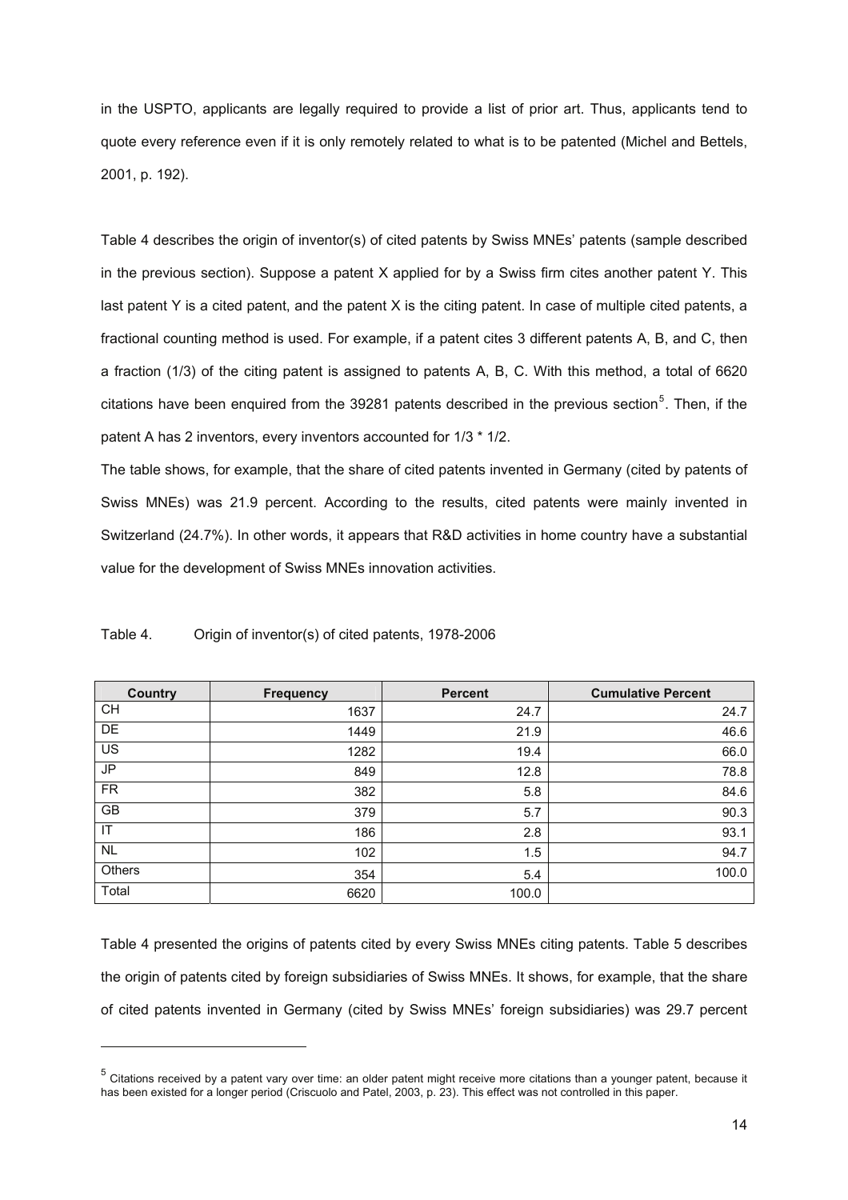in the USPTO, applicants are legally required to provide a list of prior art. Thus, applicants tend to quote every reference even if it is only remotely related to what is to be patented (Michel and Bettels, 2001, p. 192).

Table 4 describes the origin of inventor(s) of cited patents by Swiss MNEs' patents (sample described in the previous section). Suppose a patent X applied for by a Swiss firm cites another patent Y. This last patent Y is a cited patent, and the patent X is the citing patent. In case of multiple cited patents, a fractional counting method is used. For example, if a patent cites 3 different patents A, B, and C, then a fraction (1/3) of the citing patent is assigned to patents A, B, C. With this method, a total of 6620 citations have been enquired from the 39281 patents described in the previous section[5]. Then, if the patent A has 2 inventors, every inventors accounted for 1/3 * 1/2.

The table shows, for example, that the share of cited patents invented in Germany (cited by patents of Swiss MNEs) was 21.9 percent. According to the results, cited patents were mainly invented in Switzerland (24.7%). In other words, it appears that R&D activities in home country have a substantial value for the development of Swiss MNEs innovation activities.

Table 4. Origin of inventor(s) of cited patents, 1978-2006

| Country | Frequency | Percent | Cumulative Percent |
|---|---|---|---|
| CH | 1637 | 24.7 | 24.7 |
| DE | 1449 | 21.9 | 46.6 |
| US | 1282 | 19.4 | 66.0 |
| JP | 849 | 12.8 | 78.8 |
| FR | 382 | 5.8 | 84.6 |
| GB | 379 | 5.7 | 90.3 |
| IT | 186 | 2.8 | 93.1 |
| NL | 102 | 1.5 | 94.7 |
| Others | 354 | 5.4 | 100.0 |
| Total | 6620 | 100.0 | |

Table 4 presented the origins of patents cited by every Swiss MNEs citing patents. Table 5 describes the origin of patents cited by foreign subsidiaries of Swiss MNEs. It shows, for example, that the share of cited patents invented in Germany (cited by Swiss MNEs' foreign subsidiaries) was 29.7 percent

[5] Citations received by a patent vary over time: an older patent might receive more citations than a younger patent, because it has been existed for a longer period (Criscuolo and Patel, 2003, p. 23). This effect was not controlled in this paper.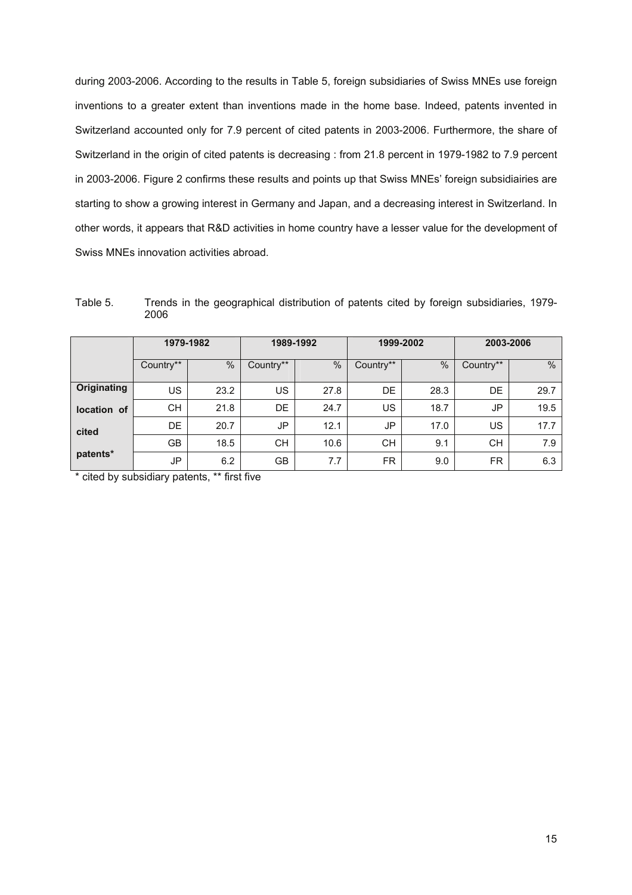during 2003-2006. According to the results in Table 5, foreign subsidiaries of Swiss MNEs use foreign inventions to a greater extent than inventions made in the home base. Indeed, patents invented in Switzerland accounted only for 7.9 percent of cited patents in 2003-2006. Furthermore, the share of Switzerland in the origin of cited patents is decreasing : from 21.8 percent in 1979-1982 to 7.9 percent in 2003-2006. Figure 2 confirms these results and points up that Swiss MNEs' foreign subsidiairies are starting to show a growing interest in Germany and Japan, and a decreasing interest in Switzerland. In other words, it appears that R&D activities in home country have a lesser value for the development of Swiss MNEs innovation activities abroad.

Table 5. Trends in the geographical distribution of patents cited by foreign subsidiaries, 1979-2006

| | 1979-1982 | | 1989-1992 | | 1999-2002 | | 2003-2006 | |
|---|---|---|---|---|---|---|---|---|
| | Country** | % | Country** | % | Country** | % | Country** | % |
| **Originating location of cited patents*** | US | 23.2 | US | 27.8 | DE | 28.3 | DE | 29.7 |
| | CH | 21.8 | DE | 24.7 | US | 18.7 | JP | 19.5 |
| | DE | 20.7 | JP | 12.1 | JP | 17.0 | US | 17.7 |
| | GB | 18.5 | CH | 10.6 | CH | 9.1 | CH | 7.9 |
| | JP | 6.2 | GB | 7.7 | FR | 9.0 | FR | 6.3 |

* cited by subsidiary patents, ** first five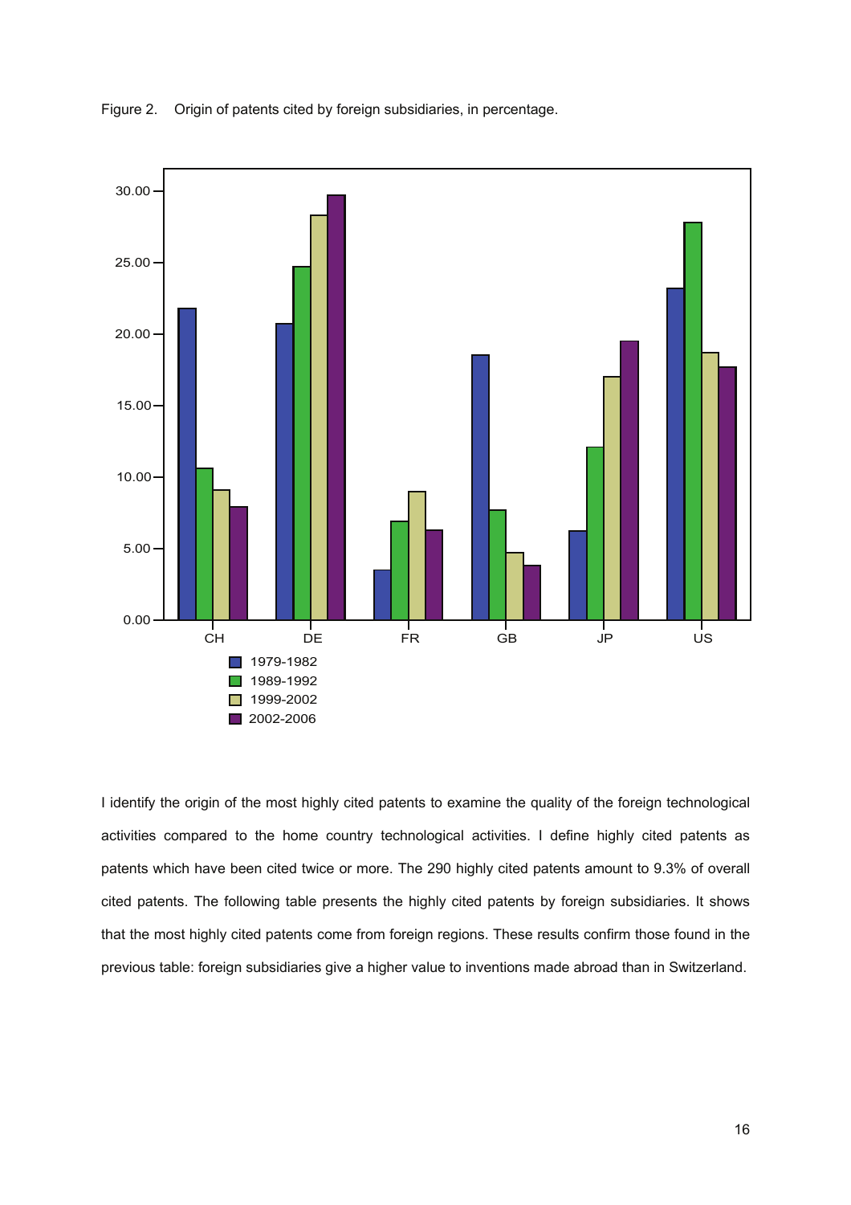Figure 2. Origin of patents cited by foreign subsidiaries, in percentage.

I identify the origin of the most highly cited patents to examine the quality of the foreign technological activities compared to the home country technological activities. I define highly cited patents as patents which have been cited twice or more. The 290 highly cited patents amount to 9.3% of overall cited patents. The following table presents the highly cited patents by foreign subsidiaries. It shows that the most highly cited patents come from foreign regions. These results confirm those found in the previous table: foreign subsidiaries give a higher value to inventions made abroad than in Switzerland.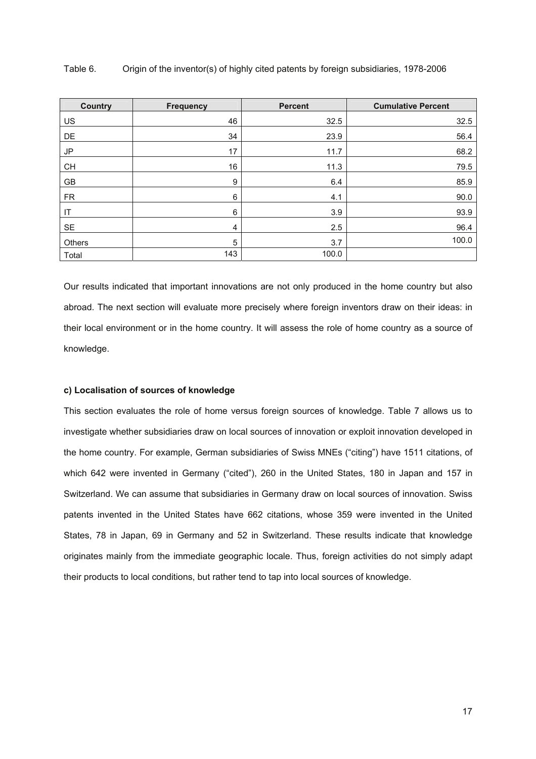Table 6. Origin of the inventor(s) of highly cited patents by foreign subsidiaries, 1978-2006

| Country | Frequency | Percent | Cumulative Percent |
|---|---|---|---|
| US | 46 | 32.5 | 32.5 |
| DE | 34 | 23.9 | 56.4 |
| JP | 17 | 11.7 | 68.2 |
| CH | 16 | 11.3 | 79.5 |
| GB | 9 | 6.4 | 85.9 |
| FR | 6 | 4.1 | 90.0 |
| IT | 6 | 3.9 | 93.9 |
| SE | 4 | 2.5 | 96.4 |
| Others | 5 | 3.7 | 100.0 |
| Total | 143 | 100.0 | |

Our results indicated that important innovations are not only produced in the home country but also abroad. The next section will evaluate more precisely where foreign inventors draw on their ideas: in their local environment or in the home country. It will assess the role of home country as a source of knowledge.

**c) Localisation of sources of knowledge**

This section evaluates the role of home versus foreign sources of knowledge. Table 7 allows us to investigate whether subsidiaries draw on local sources of innovation or exploit innovation developed in the home country. For example, German subsidiaries of Swiss MNEs ("citing") have 1511 citations, of which 642 were invented in Germany ("cited"), 260 in the United States, 180 in Japan and 157 in Switzerland. We can assume that subsidiaries in Germany draw on local sources of innovation. Swiss patents invented in the United States have 662 citations, whose 359 were invented in the United States, 78 in Japan, 69 in Germany and 52 in Switzerland. These results indicate that knowledge originates mainly from the immediate geographic locale. Thus, foreign activities do not simply adapt their products to local conditions, but rather tend to tap into local sources of knowledge.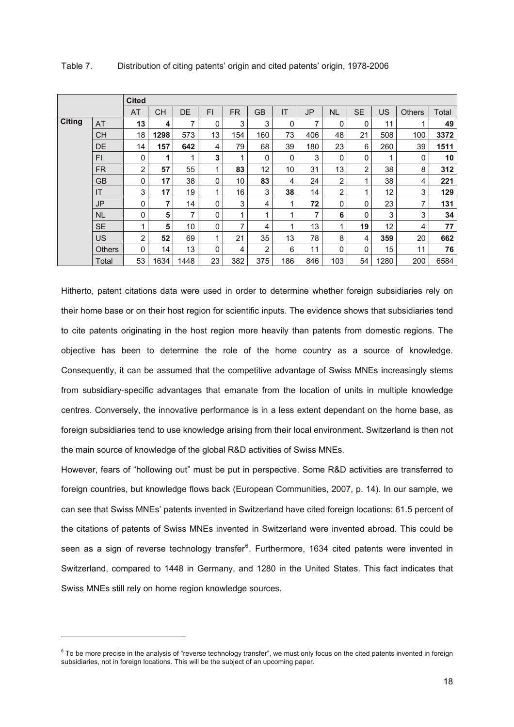Table 7. Distribution of citing patents' origin and cited patents' origin, 1978-2006

| | | Cited | | | | | | | | | | | | |
|---|---|---|---|---|---|---|---|---|---|---|---|---|---|---|
| | | AT | CH | DE | FI | FR | GB | IT | JP | NL | SE | US | Others | Total |
| **Citing** | AT | **13** | **4** | 7 | 0 | 3 | 3 | 0 | 7 | 0 | 0 | 11 | 1 | **49** |
| | CH | 18 | **1298** | 573 | 13 | 154 | 160 | 73 | 406 | 48 | 21 | 508 | 100 | **3372** |
| | DE | 14 | **157** | **642** | 4 | 79 | 68 | 39 | 180 | 23 | 6 | 260 | 39 | **1511** |
| | FI | 0 | **1** | 1 | **3** | 1 | 0 | 0 | 3 | 0 | 0 | 1 | 0 | **10** |
| | FR | 2 | **57** | 55 | 1 | **83** | 12 | 10 | 31 | 13 | 2 | 38 | 8 | **312** |
| | GB | 0 | **17** | 38 | 0 | 10 | **83** | 4 | 24 | 2 | 1 | 38 | 4 | **221** |
| | IT | 3 | **17** | 19 | 1 | 16 | 3 | **38** | 14 | 2 | 1 | 12 | 3 | **129** |
| | JP | 0 | **7** | 14 | 0 | 3 | 4 | 1 | **72** | 0 | 0 | 23 | 7 | **131** |
| | NL | 0 | **5** | 7 | 0 | 1 | 1 | 1 | 7 | **6** | 0 | 3 | 3 | **34** |
| | SE | 1 | **5** | 10 | 0 | 7 | 4 | 1 | 13 | 1 | **19** | 12 | 4 | **77** |
| | US | 2 | **52** | 69 | 1 | 21 | 35 | 13 | 78 | 8 | 4 | **359** | 20 | **662** |
| | Others | 0 | 14 | 13 | 0 | 4 | 2 | 6 | 11 | 0 | 0 | 15 | 11 | **76** |
| | Total | 53 | 1634 | 1448 | 23 | 382 | 375 | 186 | 846 | 103 | 54 | 1280 | 200 | 6584 |

Hitherto, patent citations data were used in order to determine whether foreign subsidiaries rely on their home base or on their host region for scientific inputs. The evidence shows that subsidiaries tend to cite patents originating in the host region more heavily than patents from domestic regions. The objective has been to determine the role of the home country as a source of knowledge. Consequently, it can be assumed that the competitive advantage of Swiss MNEs increasingly stems from subsidiary-specific advantages that emanate from the location of units in multiple knowledge centres. Conversely, the innovative performance is in a less extent dependant on the home base, as foreign subsidiaries tend to use knowledge arising from their local environment. Switzerland is then not the main source of knowledge of the global R&D activities of Swiss MNEs.

However, fears of "hollowing out" must be put in perspective. Some R&D activities are transferred to foreign countries, but knowledge flows back (European Communities, 2007, p. 14). In our sample, we can see that Swiss MNEs' patents invented in Switzerland have cited foreign locations: 61.5 percent of the citations of patents of Swiss MNEs invented in Switzerland were invented abroad. This could be seen as a sign of reverse technology transfer[6]. Furthermore, 1634 cited patents were invented in Switzerland, compared to 1448 in Germany, and 1280 in the United States. This fact indicates that Swiss MNEs still rely on home region knowledge sources.

---

[6] To be more precise in the analysis of "reverse technology transfer", we must only focus on the cited patents invented in foreign subsidiaries, not in foreign locations. This will be the subject of an upcoming paper.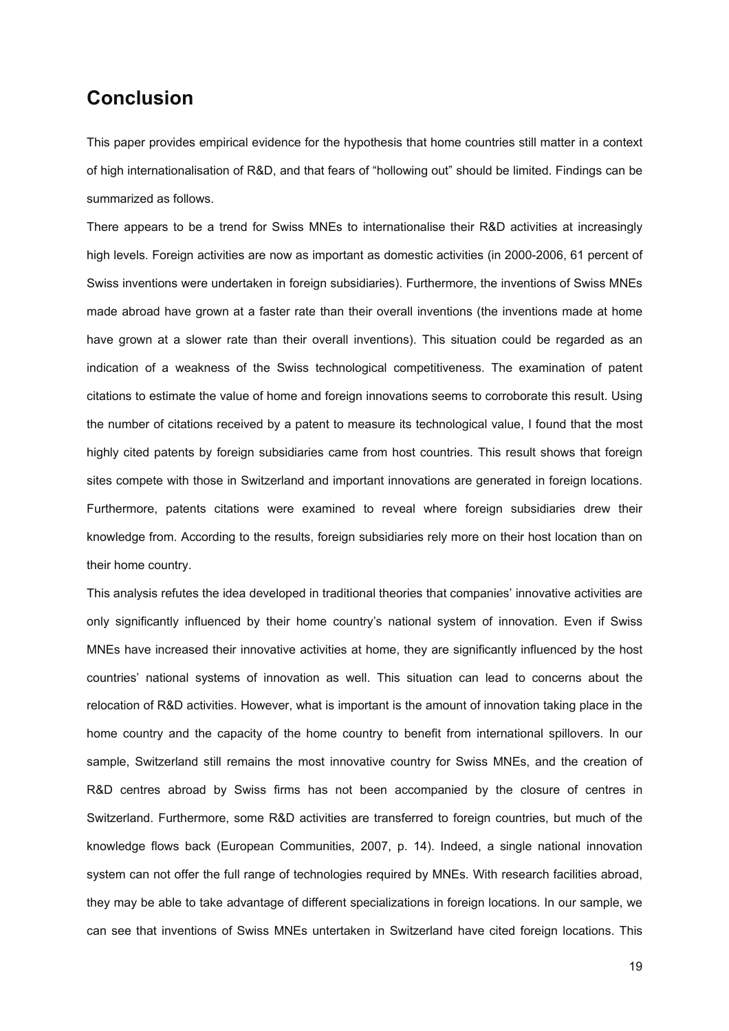## Conclusion

This paper provides empirical evidence for the hypothesis that home countries still matter in a context of high internationalisation of R&D, and that fears of "hollowing out" should be limited. Findings can be summarized as follows.

There appears to be a trend for Swiss MNEs to internationalise their R&D activities at increasingly high levels. Foreign activities are now as important as domestic activities (in 2000-2006, 61 percent of Swiss inventions were undertaken in foreign subsidiaries). Furthermore, the inventions of Swiss MNEs made abroad have grown at a faster rate than their overall inventions (the inventions made at home have grown at a slower rate than their overall inventions). This situation could be regarded as an indication of a weakness of the Swiss technological competitiveness. The examination of patent citations to estimate the value of home and foreign innovations seems to corroborate this result. Using the number of citations received by a patent to measure its technological value, I found that the most highly cited patents by foreign subsidiaries came from host countries. This result shows that foreign sites compete with those in Switzerland and important innovations are generated in foreign locations. Furthermore, patents citations were examined to reveal where foreign subsidiaries drew their knowledge from. According to the results, foreign subsidiaries rely more on their host location than on their home country.

This analysis refutes the idea developed in traditional theories that companies' innovative activities are only significantly influenced by their home country's national system of innovation. Even if Swiss MNEs have increased their innovative activities at home, they are significantly influenced by the host countries' national systems of innovation as well. This situation can lead to concerns about the relocation of R&D activities. However, what is important is the amount of innovation taking place in the home country and the capacity of the home country to benefit from international spillovers. In our sample, Switzerland still remains the most innovative country for Swiss MNEs, and the creation of R&D centres abroad by Swiss firms has not been accompanied by the closure of centres in Switzerland. Furthermore, some R&D activities are transferred to foreign countries, but much of the knowledge flows back (European Communities, 2007, p. 14). Indeed, a single national innovation system can not offer the full range of technologies required by MNEs. With research facilities abroad, they may be able to take advantage of different specializations in foreign locations. In our sample, we can see that inventions of Swiss MNEs untertaken in Switzerland have cited foreign locations. This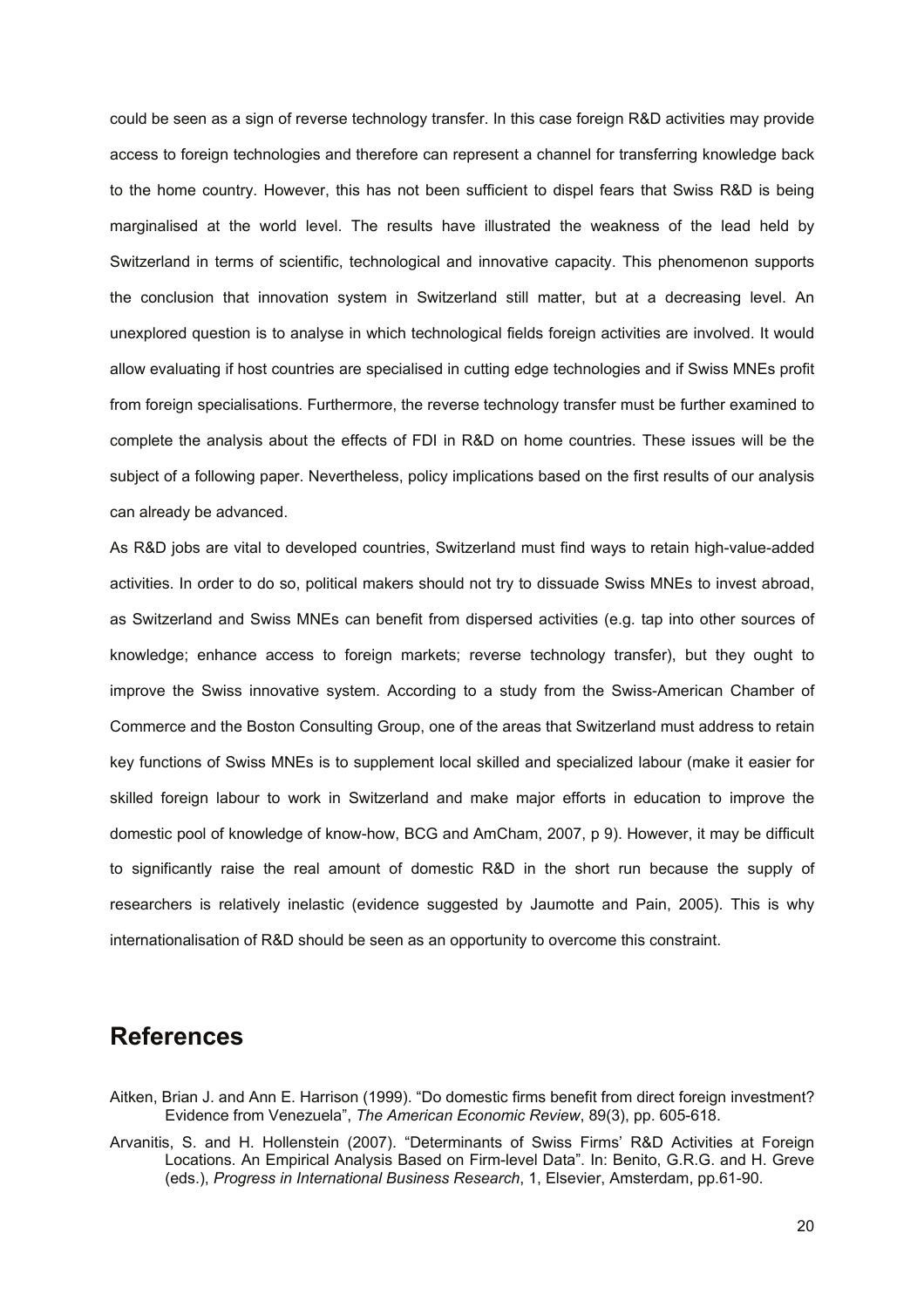could be seen as a sign of reverse technology transfer. In this case foreign R&D activities may provide access to foreign technologies and therefore can represent a channel for transferring knowledge back to the home country. However, this has not been sufficient to dispel fears that Swiss R&D is being marginalised at the world level. The results have illustrated the weakness of the lead held by Switzerland in terms of scientific, technological and innovative capacity. This phenomenon supports the conclusion that innovation system in Switzerland still matter, but at a decreasing level. An unexplored question is to analyse in which technological fields foreign activities are involved. It would allow evaluating if host countries are specialised in cutting edge technologies and if Swiss MNEs profit from foreign specialisations. Furthermore, the reverse technology transfer must be further examined to complete the analysis about the effects of FDI in R&D on home countries. These issues will be the subject of a following paper. Nevertheless, policy implications based on the first results of our analysis can already be advanced.

As R&D jobs are vital to developed countries, Switzerland must find ways to retain high-value-added activities. In order to do so, political makers should not try to dissuade Swiss MNEs to invest abroad, as Switzerland and Swiss MNEs can benefit from dispersed activities (e.g. tap into other sources of knowledge; enhance access to foreign markets; reverse technology transfer), but they ought to improve the Swiss innovative system. According to a study from the Swiss-American Chamber of Commerce and the Boston Consulting Group, one of the areas that Switzerland must address to retain key functions of Swiss MNEs is to supplement local skilled and specialized labour (make it easier for skilled foreign labour to work in Switzerland and make major efforts in education to improve the domestic pool of knowledge of know-how, BCG and AmCham, 2007, p 9). However, it may be difficult to significantly raise the real amount of domestic R&D in the short run because the supply of researchers is relatively inelastic (evidence suggested by Jaumotte and Pain, 2005). This is why internationalisation of R&D should be seen as an opportunity to overcome this constraint.

# References

Aitken, Brian J. and Ann E. Harrison (1999). "Do domestic firms benefit from direct foreign investment? Evidence from Venezuela", *The American Economic Review*, 89(3), pp. 605-618.

Arvanitis, S. and H. Hollenstein (2007). "Determinants of Swiss Firms' R&D Activities at Foreign Locations. An Empirical Analysis Based on Firm-level Data". In: Benito, G.R.G. and H. Greve (eds.), *Progress in International Business Research*, 1, Elsevier, Amsterdam, pp.61-90.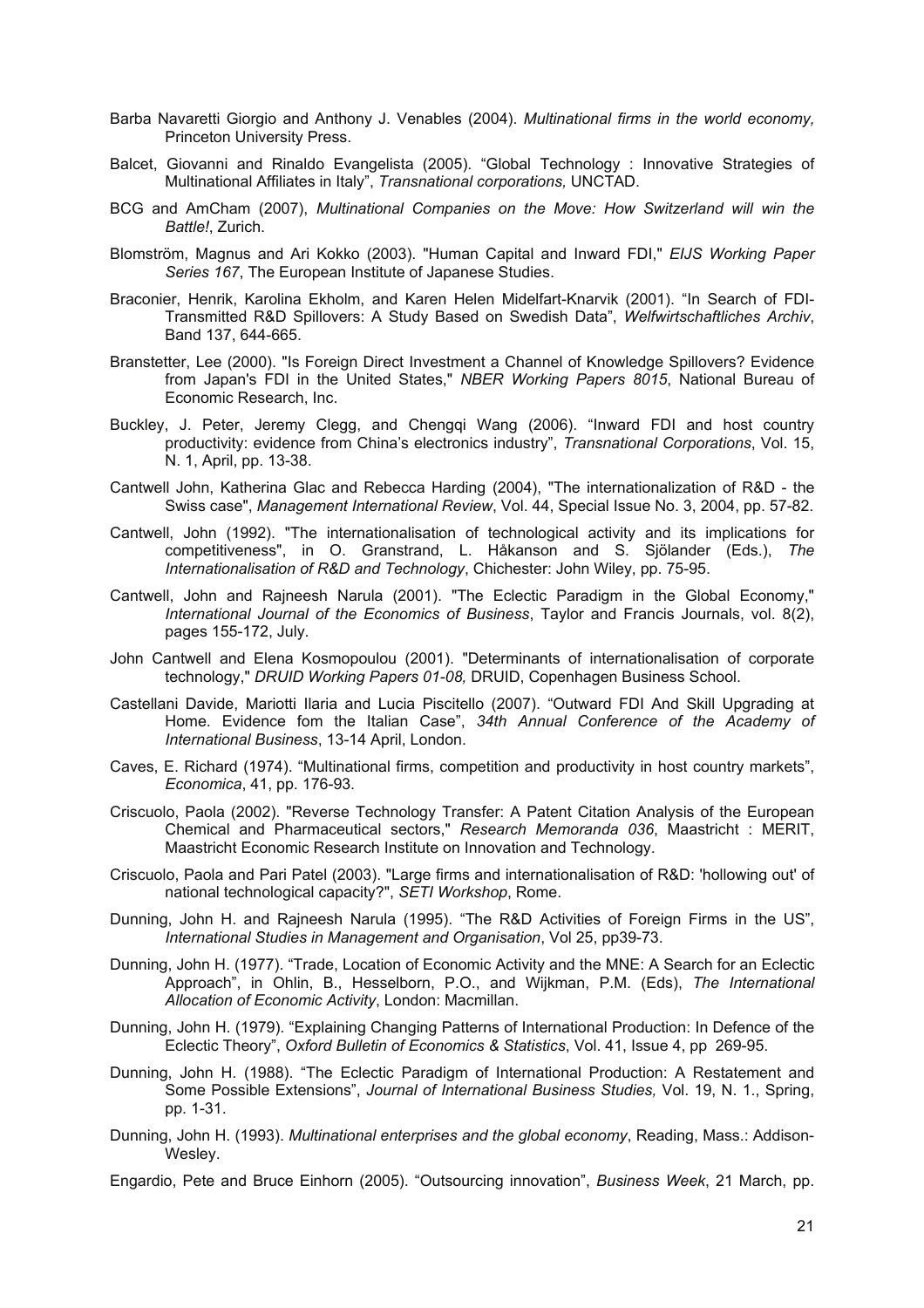Barba Navaretti Giorgio and Anthony J. Venables (2004). *Multinational firms in the world economy,* Princeton University Press.

Balcet, Giovanni and Rinaldo Evangelista (2005). "Global Technology : Innovative Strategies of Multinational Affiliates in Italy", *Transnational corporations,* UNCTAD.

BCG and AmCham (2007), *Multinational Companies on the Move: How Switzerland will win the Battle!*, Zurich.

Blomström, Magnus and Ari Kokko (2003). "Human Capital and Inward FDI," *EIJS Working Paper Series 167*, The European Institute of Japanese Studies.

Braconier, Henrik, Karolina Ekholm, and Karen Helen Midelfart-Knarvik (2001). "In Search of FDI-Transmitted R&D Spillovers: A Study Based on Swedish Data", *Welfwirtschaftliches Archiv*, Band 137, 644-665.

Branstetter, Lee (2000). "Is Foreign Direct Investment a Channel of Knowledge Spillovers? Evidence from Japan's FDI in the United States," *NBER Working Papers 8015*, National Bureau of Economic Research, Inc.

Buckley, J. Peter, Jeremy Clegg, and Chengqi Wang (2006). "Inward FDI and host country productivity: evidence from China's electronics industry", *Transnational Corporations*, Vol. 15, N. 1, April, pp. 13-38.

Cantwell John, Katherina Glac and Rebecca Harding (2004), "The internationalization of R&D - the Swiss case", *Management International Review*, Vol. 44, Special Issue No. 3, 2004, pp. 57-82.

Cantwell, John (1992). "The internationalisation of technological activity and its implications for competitiveness", in O. Granstrand, L. Håkanson and S. Sjölander (Eds.), *The Internationalisation of R&D and Technology*, Chichester: John Wiley, pp. 75-95.

Cantwell, John and Rajneesh Narula (2001). "The Eclectic Paradigm in the Global Economy," *International Journal of the Economics of Business*, Taylor and Francis Journals, vol. 8(2), pages 155-172, July.

John Cantwell and Elena Kosmopoulou (2001). "Determinants of internationalisation of corporate technology," *DRUID Working Papers 01-08,* DRUID, Copenhagen Business School.

Castellani Davide, Mariotti Ilaria and Lucia Piscitello (2007). "Outward FDI And Skill Upgrading at Home. Evidence fom the Italian Case", *34th Annual Conference of the Academy of International Business*, 13-14 April, London.

Caves, E. Richard (1974). "Multinational firms, competition and productivity in host country markets", *Economica*, 41, pp. 176-93.

Criscuolo, Paola (2002). "Reverse Technology Transfer: A Patent Citation Analysis of the European Chemical and Pharmaceutical sectors," *Research Memoranda 036*, Maastricht : MERIT, Maastricht Economic Research Institute on Innovation and Technology.

Criscuolo, Paola and Pari Patel (2003). "Large firms and internationalisation of R&D: 'hollowing out' of national technological capacity?", *SETI Workshop*, Rome.

Dunning, John H. and Rajneesh Narula (1995). "The R&D Activities of Foreign Firms in the US", *International Studies in Management and Organisation*, Vol 25, pp39-73.

Dunning, John H. (1977). "Trade, Location of Economic Activity and the MNE: A Search for an Eclectic Approach", in Ohlin, B., Hesselborn, P.O., and Wijkman, P.M. (Eds), *The International Allocation of Economic Activity*, London: Macmillan.

Dunning, John H. (1979). "Explaining Changing Patterns of International Production: In Defence of the Eclectic Theory", *Oxford Bulletin of Economics & Statistics*, Vol. 41, Issue 4, pp 269-95.

Dunning, John H. (1988). "The Eclectic Paradigm of International Production: A Restatement and Some Possible Extensions", *Journal of International Business Studies,* Vol. 19, N. 1., Spring, pp. 1-31.

Dunning, John H. (1993). *Multinational enterprises and the global economy*, Reading, Mass.: Addison-Wesley.

Engardio, Pete and Bruce Einhorn (2005). "Outsourcing innovation", *Business Week*, 21 March, pp.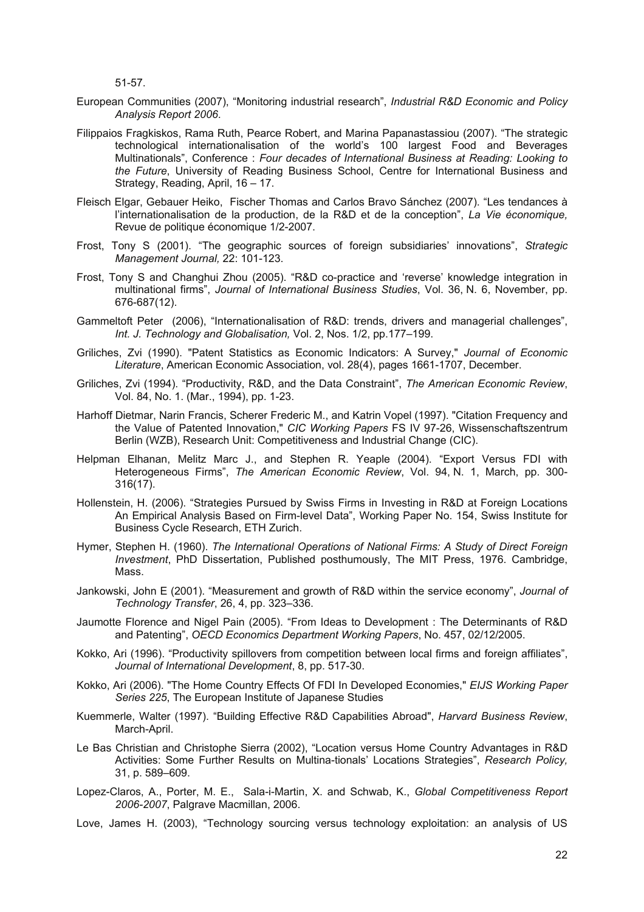51-57.

European Communities (2007), “Monitoring industrial research”, *Industrial R&D Economic and Policy Analysis Report 2006*.

Filippaios Fragkiskos, Rama Ruth, Pearce Robert, and Marina Papanastassiou (2007). “The strategic technological internationalisation of the world’s 100 largest Food and Beverages Multinationals”, Conference : *Four decades of International Business at Reading: Looking to the Future*, University of Reading Business School, Centre for International Business and Strategy, Reading, April, 16 – 17.

Fleisch Elgar, Gebauer Heiko, Fischer Thomas and Carlos Bravo Sánchez (2007). “Les tendances à l’internationalisation de la production, de la R&D et de la conception”, *La Vie économique,* Revue de politique économique 1/2-2007.

Frost, Tony S (2001). “The geographic sources of foreign subsidiaries’ innovations”, *Strategic Management Journal,* 22: 101-123.

Frost, Tony S and Changhui Zhou (2005). “R&D co-practice and ‘reverse’ knowledge integration in multinational firms”, *Journal of International Business Studies*, Vol. 36, N. 6, November, pp. 676-687(12).

Gammeltoft Peter (2006), “Internationalisation of R&D: trends, drivers and managerial challenges”, *Int. J. Technology and Globalisation,* Vol. 2, Nos. 1/2, pp.177–199.

Griliches, Zvi (1990). "Patent Statistics as Economic Indicators: A Survey," *Journal of Economic Literature*, American Economic Association, vol. 28(4), pages 1661-1707, December.

Griliches, Zvi (1994). “Productivity, R&D, and the Data Constraint”, *The American Economic Review*, Vol. 84, No. 1. (Mar., 1994), pp. 1-23.

Harhoff Dietmar, Narin Francis, Scherer Frederic M., and Katrin Vopel (1997). "Citation Frequency and the Value of Patented Innovation," *CIC Working Papers* FS IV 97-26, Wissenschaftszentrum Berlin (WZB), Research Unit: Competitiveness and Industrial Change (CIC).

Helpman Elhanan, Melitz Marc J., and Stephen R. Yeaple (2004). “Export Versus FDI with Heterogeneous Firms”, *The American Economic Review*, Vol. 94, N. 1, March, pp. 300-316(17).

Hollenstein, H. (2006). “Strategies Pursued by Swiss Firms in Investing in R&D at Foreign Locations An Empirical Analysis Based on Firm-level Data”, Working Paper No. 154, Swiss Institute for Business Cycle Research, ETH Zurich.

Hymer, Stephen H. (1960). *The International Operations of National Firms: A Study of Direct Foreign Investment*, PhD Dissertation, Published posthumously, The MIT Press, 1976. Cambridge, Mass.

Jankowski, John E (2001). “Measurement and growth of R&D within the service economy”, *Journal of Technology Transfer*, 26, 4, pp. 323–336.

Jaumotte Florence and Nigel Pain (2005). “From Ideas to Development : The Determinants of R&D and Patenting”, *OECD Economics Department Working Papers*, No. 457, 02/12/2005.

Kokko, Ari (1996). “Productivity spillovers from competition between local firms and foreign affiliates”, *Journal of International Development*, 8, pp. 517-30.

Kokko, Ari (2006). "The Home Country Effects Of FDI In Developed Economies," *EIJS Working Paper Series 225*, The European Institute of Japanese Studies

Kuemmerle, Walter (1997). “Building Effective R&D Capabilities Abroad", *Harvard Business Review*, March-April.

Le Bas Christian and Christophe Sierra (2002), “Location versus Home Country Advantages in R&D Activities: Some Further Results on Multina-tionals’ Locations Strategies”, *Research Policy,* 31, p. 589–609.

Lopez-Claros, A., Porter, M. E., Sala-i-Martin, X. and Schwab, K., *Global Competitiveness Report 2006-2007*, Palgrave Macmillan, 2006.

Love, James H. (2003), “Technology sourcing versus technology exploitation: an analysis of US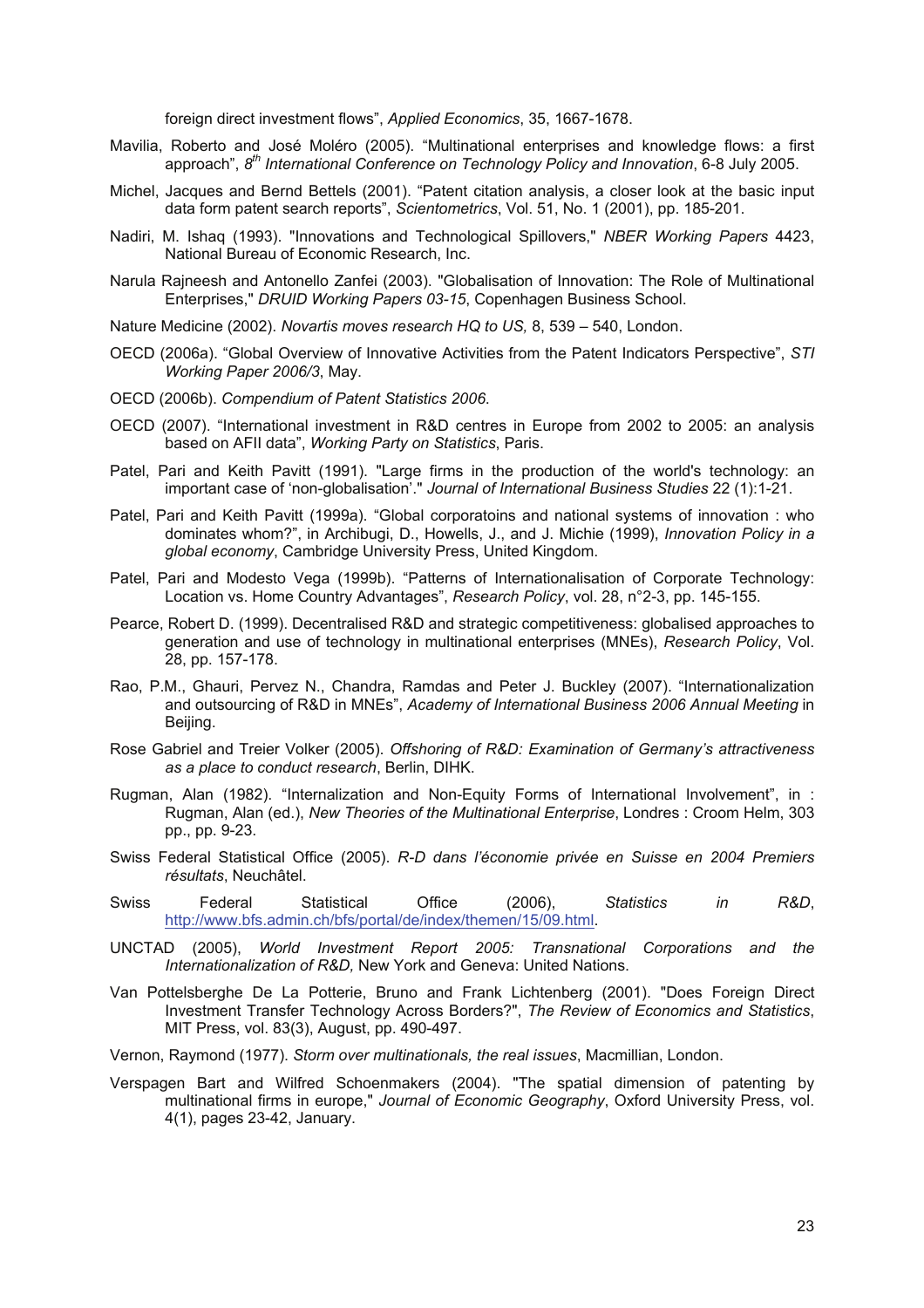foreign direct investment flows", *Applied Economics*, 35, 1667-1678.

Mavilia, Roberto and José Moléro (2005). "Multinational enterprises and knowledge flows: a first approach", *8th International Conference on Technology Policy and Innovation*, 6-8 July 2005.

Michel, Jacques and Bernd Bettels (2001). "Patent citation analysis, a closer look at the basic input data form patent search reports", *Scientometrics*, Vol. 51, No. 1 (2001), pp. 185-201.

Nadiri, M. Ishaq (1993). "Innovations and Technological Spillovers," *NBER Working Papers* 4423, National Bureau of Economic Research, Inc.

Narula Rajneesh and Antonello Zanfei (2003). "Globalisation of Innovation: The Role of Multinational Enterprises," *DRUID Working Papers 03-15*, Copenhagen Business School.

Nature Medicine (2002). *Novartis moves research HQ to US,* 8, 539 – 540, London.

OECD (2006a). "Global Overview of Innovative Activities from the Patent Indicators Perspective", *STI Working Paper 2006/3*, May.

OECD (2006b). *Compendium of Patent Statistics 2006*.

OECD (2007). "International investment in R&D centres in Europe from 2002 to 2005: an analysis based on AFII data", *Working Party on Statistics*, Paris.

Patel, Pari and Keith Pavitt (1991). "Large firms in the production of the world's technology: an important case of 'non-globalisation'." *Journal of International Business Studies* 22 (1):1-21.

Patel, Pari and Keith Pavitt (1999a). "Global corporatoins and national systems of innovation : who dominates whom?", in Archibugi, D., Howells, J., and J. Michie (1999), *Innovation Policy in a global economy*, Cambridge University Press, United Kingdom.

Patel, Pari and Modesto Vega (1999b). "Patterns of Internationalisation of Corporate Technology: Location vs. Home Country Advantages", *Research Policy*, vol. 28, n°2-3, pp. 145-155.

Pearce, Robert D. (1999). Decentralised R&D and strategic competitiveness: globalised approaches to generation and use of technology in multinational enterprises (MNEs), *Research Policy*, Vol. 28, pp. 157-178.

Rao, P.M., Ghauri, Pervez N., Chandra, Ramdas and Peter J. Buckley (2007). "Internationalization and outsourcing of R&D in MNEs", *Academy of International Business 2006 Annual Meeting* in Beijing.

Rose Gabriel and Treier Volker (2005). *Offshoring of R&D: Examination of Germany's attractiveness as a place to conduct research*, Berlin, DIHK.

Rugman, Alan (1982). "Internalization and Non-Equity Forms of International Involvement", in : Rugman, Alan (ed.), *New Theories of the Multinational Enterprise*, Londres : Croom Helm, 303 pp., pp. 9-23.

Swiss Federal Statistical Office (2005). *R-D dans l'économie privée en Suisse en 2004 Premiers résultats*, Neuchâtel.

Swiss Federal Statistical Office (2006), *Statistics in R&D*, http://www.bfs.admin.ch/bfs/portal/de/index/themen/15/09.html.

UNCTAD (2005), *World Investment Report 2005: Transnational Corporations and the Internationalization of R&D,* New York and Geneva: United Nations.

Van Pottelsberghe De La Potterie, Bruno and Frank Lichtenberg (2001). "Does Foreign Direct Investment Transfer Technology Across Borders?", *The Review of Economics and Statistics*, MIT Press, vol. 83(3), August, pp. 490-497.

Vernon, Raymond (1977). *Storm over multinationals, the real issues*, Macmillian, London.

Verspagen Bart and Wilfred Schoenmakers (2004). "The spatial dimension of patenting by multinational firms in europe," *Journal of Economic Geography*, Oxford University Press, vol. 4(1), pages 23-42, January.